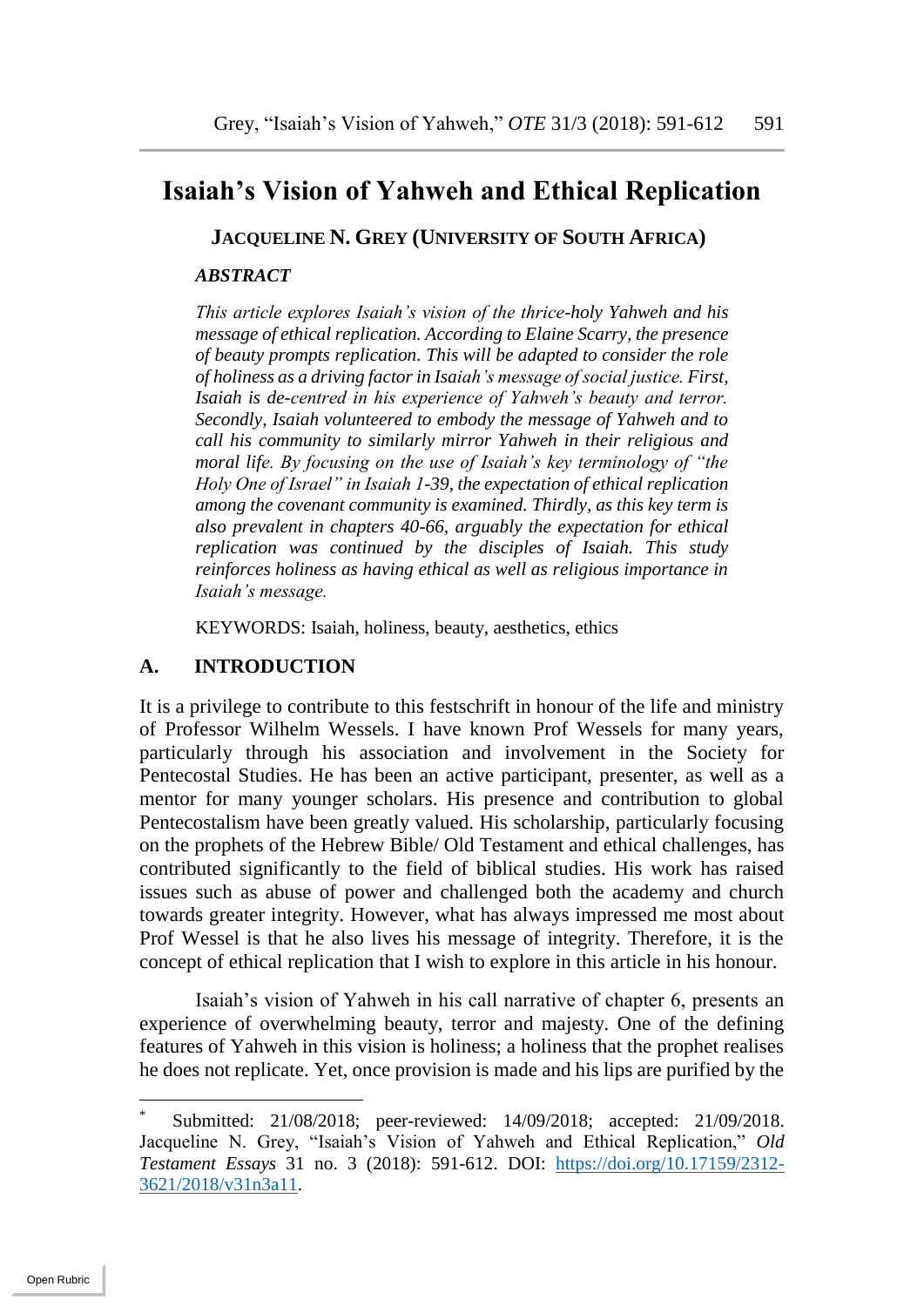# Isaiah's Vision of Yahweh and Ethical Replication

**JACQUELINE N. GREY (UNIVERSITY OF SOUTH AFRICA)**

***ABSTRACT***

*This article explores Isaiah's vision of the thrice-holy Yahweh and his message of ethical replication. According to Elaine Scarry, the presence of beauty prompts replication. This will be adapted to consider the role of holiness as a driving factor in Isaiah's message of social justice. First, Isaiah is de-centred in his experience of Yahweh's beauty and terror. Secondly, Isaiah volunteered to embody the message of Yahweh and to call his community to similarly mirror Yahweh in their religious and moral life. By focusing on the use of Isaiah's key terminology of "the Holy One of Israel" in Isaiah 1-39, the expectation of ethical replication among the covenant community is examined. Thirdly, as this key term is also prevalent in chapters 40-66, arguably the expectation for ethical replication was continued by the disciples of Isaiah. This study reinforces holiness as having ethical as well as religious importance in Isaiah's message.*

KEYWORDS: Isaiah, holiness, beauty, aesthetics, ethics

## A. INTRODUCTION

It is a privilege to contribute to this festschrift in honour of the life and ministry of Professor Wilhelm Wessels. I have known Prof Wessels for many years, particularly through his association and involvement in the Society for Pentecostal Studies. He has been an active participant, presenter, as well as a mentor for many younger scholars. His presence and contribution to global Pentecostalism have been greatly valued. His scholarship, particularly focusing on the prophets of the Hebrew Bible/ Old Testament and ethical challenges, has contributed significantly to the field of biblical studies. His work has raised issues such as abuse of power and challenged both the academy and church towards greater integrity. However, what has always impressed me most about Prof Wessel is that he also lives his message of integrity. Therefore, it is the concept of ethical replication that I wish to explore in this article in his honour.

Isaiah's vision of Yahweh in his call narrative of chapter 6, presents an experience of overwhelming beauty, terror and majesty. One of the defining features of Yahweh in this vision is holiness; a holiness that the prophet realises he does not replicate. Yet, once provision is made and his lips are purified by the

---

[*] Submitted: 21/08/2018; peer-reviewed: 14/09/2018; accepted: 21/09/2018. Jacqueline N. Grey, "Isaiah's Vision of Yahweh and Ethical Replication," *Old Testament Essays* 31 no. 3 (2018): 591-612. DOI: https://doi.org/10.17159/2312-3621/2018/v31n3a11.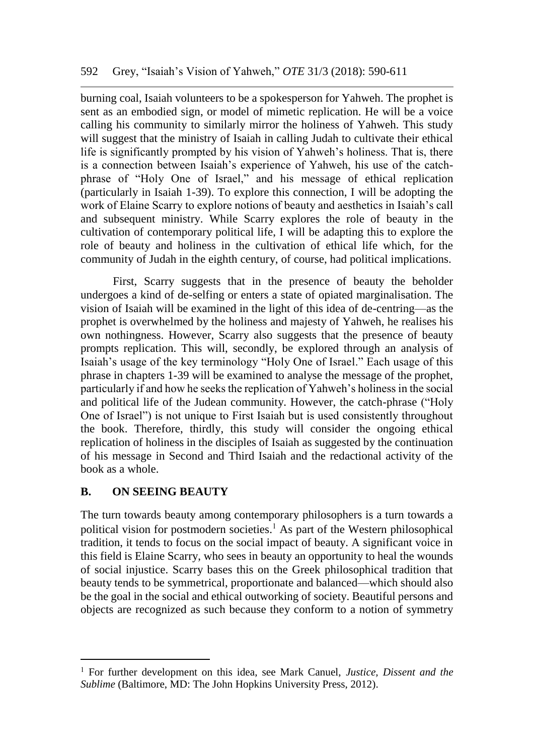burning coal, Isaiah volunteers to be a spokesperson for Yahweh. The prophet is sent as an embodied sign, or model of mimetic replication. He will be a voice calling his community to similarly mirror the holiness of Yahweh. This study will suggest that the ministry of Isaiah in calling Judah to cultivate their ethical life is significantly prompted by his vision of Yahweh's holiness. That is, there is a connection between Isaiah's experience of Yahweh, his use of the catch-phrase of "Holy One of Israel," and his message of ethical replication (particularly in Isaiah 1-39). To explore this connection, I will be adopting the work of Elaine Scarry to explore notions of beauty and aesthetics in Isaiah's call and subsequent ministry. While Scarry explores the role of beauty in the cultivation of contemporary political life, I will be adapting this to explore the role of beauty and holiness in the cultivation of ethical life which, for the community of Judah in the eighth century, of course, had political implications.

First, Scarry suggests that in the presence of beauty the beholder undergoes a kind of de-selfing or enters a state of opiated marginalisation. The vision of Isaiah will be examined in the light of this idea of de-centring—as the prophet is overwhelmed by the holiness and majesty of Yahweh, he realises his own nothingness. However, Scarry also suggests that the presence of beauty prompts replication. This will, secondly, be explored through an analysis of Isaiah's usage of the key terminology "Holy One of Israel." Each usage of this phrase in chapters 1-39 will be examined to analyse the message of the prophet, particularly if and how he seeks the replication of Yahweh's holiness in the social and political life of the Judean community. However, the catch-phrase ("Holy One of Israel") is not unique to First Isaiah but is used consistently throughout the book. Therefore, thirdly, this study will consider the ongoing ethical replication of holiness in the disciples of Isaiah as suggested by the continuation of his message in Second and Third Isaiah and the redactional activity of the book as a whole.

## B. ON SEEING BEAUTY

The turn towards beauty among contemporary philosophers is a turn towards a political vision for postmodern societies.[1] As part of the Western philosophical tradition, it tends to focus on the social impact of beauty. A significant voice in this field is Elaine Scarry, who sees in beauty an opportunity to heal the wounds of social injustice. Scarry bases this on the Greek philosophical tradition that beauty tends to be symmetrical, proportionate and balanced—which should also be the goal in the social and ethical outworking of society. Beautiful persons and objects are recognized as such because they conform to a notion of symmetry

---

[1] For further development on this idea, see Mark Canuel, *Justice, Dissent and the Sublime* (Baltimore, MD: The John Hopkins University Press, 2012).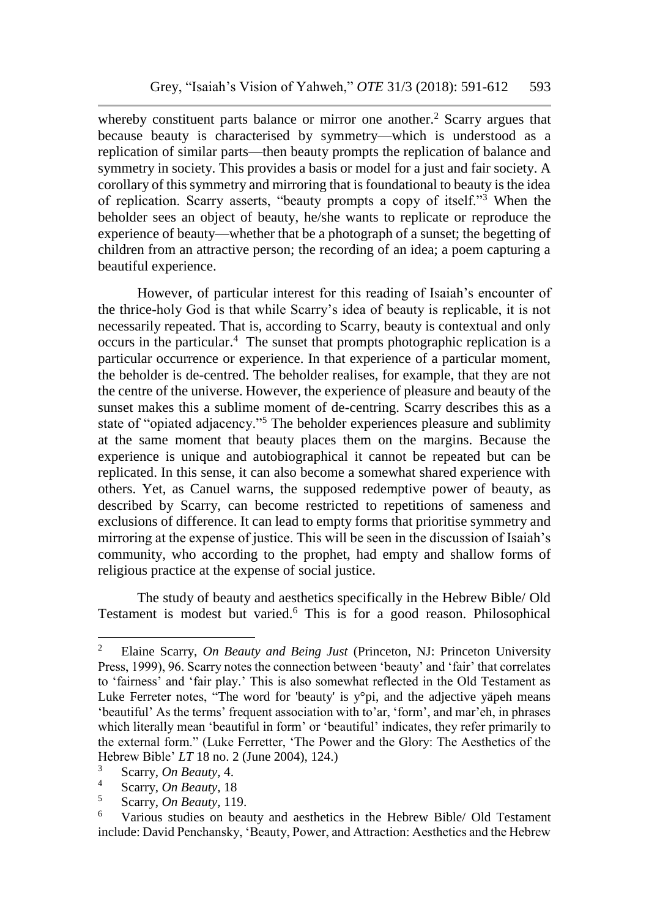whereby constituent parts balance or mirror one another.[2] Scarry argues that because beauty is characterised by symmetry—which is understood as a replication of similar parts—then beauty prompts the replication of balance and symmetry in society. This provides a basis or model for a just and fair society. A corollary of this symmetry and mirroring that is foundational to beauty is the idea of replication. Scarry asserts, "beauty prompts a copy of itself."[3] When the beholder sees an object of beauty, he/she wants to replicate or reproduce the experience of beauty—whether that be a photograph of a sunset; the begetting of children from an attractive person; the recording of an idea; a poem capturing a beautiful experience.

However, of particular interest for this reading of Isaiah's encounter of the thrice-holy God is that while Scarry's idea of beauty is replicable, it is not necessarily repeated. That is, according to Scarry, beauty is contextual and only occurs in the particular.[4] The sunset that prompts photographic replication is a particular occurrence or experience. In that experience of a particular moment, the beholder is de-centred. The beholder realises, for example, that they are not the centre of the universe. However, the experience of pleasure and beauty of the sunset makes this a sublime moment of de-centring. Scarry describes this as a state of "opiated adjacency."[5] The beholder experiences pleasure and sublimity at the same moment that beauty places them on the margins. Because the experience is unique and autobiographical it cannot be repeated but can be replicated. In this sense, it can also become a somewhat shared experience with others. Yet, as Canuel warns, the supposed redemptive power of beauty, as described by Scarry, can become restricted to repetitions of sameness and exclusions of difference. It can lead to empty forms that prioritise symmetry and mirroring at the expense of justice. This will be seen in the discussion of Isaiah's community, who according to the prophet, had empty and shallow forms of religious practice at the expense of social justice.

The study of beauty and aesthetics specifically in the Hebrew Bible/ Old Testament is modest but varied.[6] This is for a good reason. Philosophical

---

[2] Elaine Scarry, *On Beauty and Being Just* (Princeton, NJ: Princeton University Press, 1999), 96. Scarry notes the connection between 'beauty' and 'fair' that correlates to 'fairness' and 'fair play.' This is also somewhat reflected in the Old Testament as Luke Ferreter notes, "The word for 'beauty' is y°pi, and the adjective yäpeh means 'beautiful' As the terms' frequent association with to'ar, 'form', and mar'eh, in phrases which literally mean 'beautiful in form' or 'beautiful' indicates, they refer primarily to the external form." (Luke Ferretter, 'The Power and the Glory: The Aesthetics of the Hebrew Bible' *LT* 18 no. 2 (June 2004), 124.)

[3] Scarry, *On Beauty,* 4.

[4] Scarry, *On Beauty,* 18

[5] Scarry, *On Beauty,* 119.

[6] Various studies on beauty and aesthetics in the Hebrew Bible/ Old Testament include: David Penchansky, 'Beauty, Power, and Attraction: Aesthetics and the Hebrew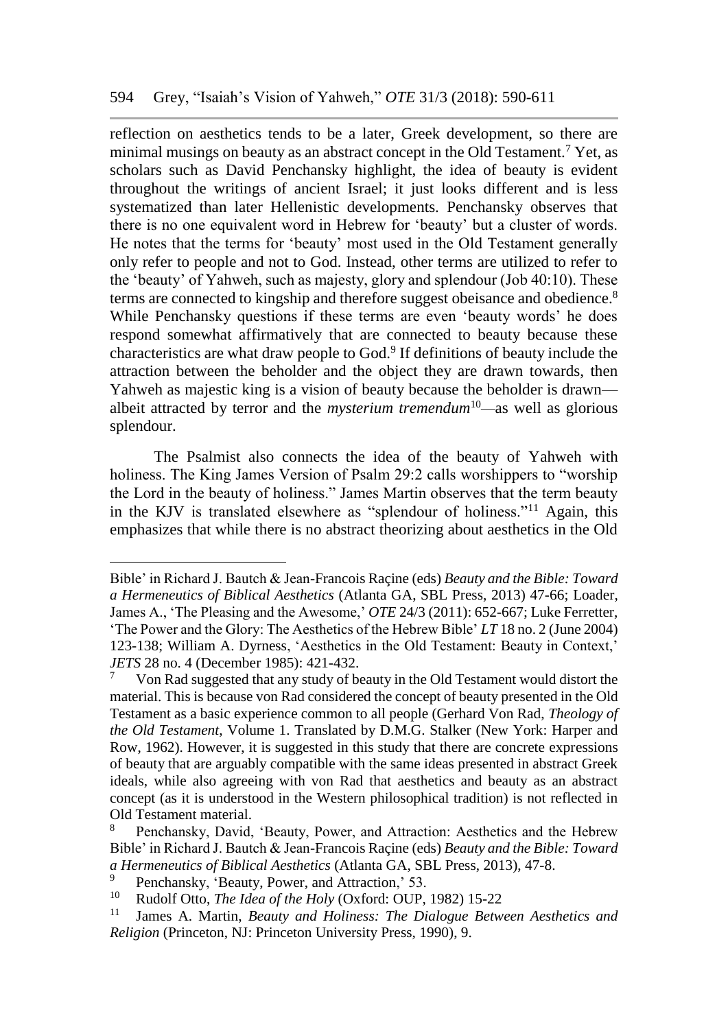reflection on aesthetics tends to be a later, Greek development, so there are minimal musings on beauty as an abstract concept in the Old Testament.[7] Yet, as scholars such as David Penchansky highlight, the idea of beauty is evident throughout the writings of ancient Israel; it just looks different and is less systematized than later Hellenistic developments. Penchansky observes that there is no one equivalent word in Hebrew for 'beauty' but a cluster of words. He notes that the terms for 'beauty' most used in the Old Testament generally only refer to people and not to God. Instead, other terms are utilized to refer to the 'beauty' of Yahweh, such as majesty, glory and splendour (Job 40:10). These terms are connected to kingship and therefore suggest obeisance and obedience.[8] While Penchansky questions if these terms are even 'beauty words' he does respond somewhat affirmatively that are connected to beauty because these characteristics are what draw people to God.[9] If definitions of beauty include the attraction between the beholder and the object they are drawn towards, then Yahweh as majestic king is a vision of beauty because the beholder is drawn—albeit attracted by terror and the *mysterium tremendum*[10]—as well as glorious splendour.

The Psalmist also connects the idea of the beauty of Yahweh with holiness. The King James Version of Psalm 29:2 calls worshippers to "worship the Lord in the beauty of holiness." James Martin observes that the term beauty in the KJV is translated elsewhere as "splendour of holiness."[11] Again, this emphasizes that while there is no abstract theorizing about aesthetics in the Old

---

Bible' in Richard J. Bautch & Jean-Francois Raçine (eds) *Beauty and the Bible: Toward a Hermeneutics of Biblical Aesthetics* (Atlanta GA, SBL Press, 2013) 47-66; Loader, James A., 'The Pleasing and the Awesome,' *OTE* 24/3 (2011): 652-667; Luke Ferretter, 'The Power and the Glory: The Aesthetics of the Hebrew Bible' *LT* 18 no. 2 (June 2004) 123-138; William A. Dyrness, 'Aesthetics in the Old Testament: Beauty in Context,' *JETS* 28 no. 4 (December 1985): 421-432.

[7] Von Rad suggested that any study of beauty in the Old Testament would distort the material. This is because von Rad considered the concept of beauty presented in the Old Testament as a basic experience common to all people (Gerhard Von Rad, *Theology of the Old Testament*, Volume 1. Translated by D.M.G. Stalker (New York: Harper and Row, 1962). However, it is suggested in this study that there are concrete expressions of beauty that are arguably compatible with the same ideas presented in abstract Greek ideals, while also agreeing with von Rad that aesthetics and beauty as an abstract concept (as it is understood in the Western philosophical tradition) is not reflected in Old Testament material.

[8] Penchansky, David, 'Beauty, Power, and Attraction: Aesthetics and the Hebrew Bible' in Richard J. Bautch & Jean-Francois Raçine (eds) *Beauty and the Bible: Toward a Hermeneutics of Biblical Aesthetics* (Atlanta GA, SBL Press, 2013), 47-8.

[9] Penchansky, 'Beauty, Power, and Attraction,' 53.

[10] Rudolf Otto, *The Idea of the Holy* (Oxford: OUP, 1982) 15-22

[11] James A. Martin, *Beauty and Holiness: The Dialogue Between Aesthetics and Religion* (Princeton, NJ: Princeton University Press, 1990), 9.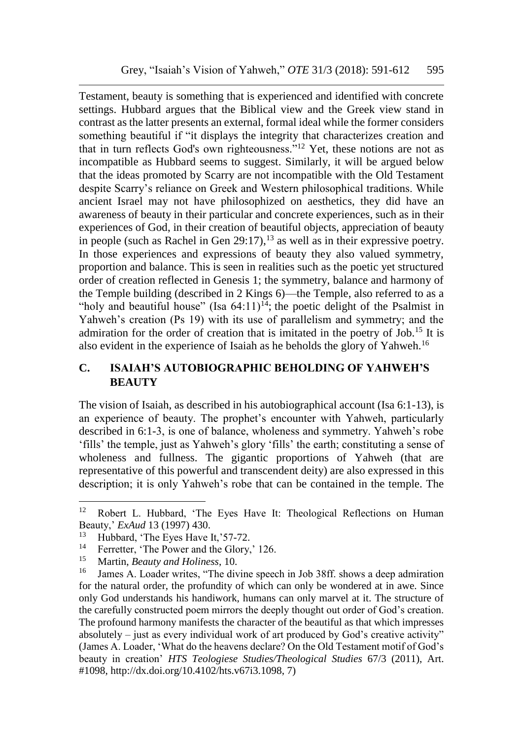Testament, beauty is something that is experienced and identified with concrete settings. Hubbard argues that the Biblical view and the Greek view stand in contrast as the latter presents an external, formal ideal while the former considers something beautiful if "it displays the integrity that characterizes creation and that in turn reflects God's own righteousness."[12] Yet, these notions are not as incompatible as Hubbard seems to suggest. Similarly, it will be argued below that the ideas promoted by Scarry are not incompatible with the Old Testament despite Scarry's reliance on Greek and Western philosophical traditions. While ancient Israel may not have philosophized on aesthetics, they did have an awareness of beauty in their particular and concrete experiences, such as in their experiences of God, in their creation of beautiful objects, appreciation of beauty in people (such as Rachel in Gen 29:17),[13] as well as in their expressive poetry. In those experiences and expressions of beauty they also valued symmetry, proportion and balance. This is seen in realities such as the poetic yet structured order of creation reflected in Genesis 1; the symmetry, balance and harmony of the Temple building (described in 2 Kings 6)—the Temple, also referred to as a "holy and beautiful house" (Isa 64:11)[14]; the poetic delight of the Psalmist in Yahweh's creation (Ps 19) with its use of parallelism and symmetry; and the admiration for the order of creation that is imitated in the poetry of Job.[15] It is also evident in the experience of Isaiah as he beholds the glory of Yahweh.[16]

## C. ISAIAH'S AUTOBIOGRAPHIC BEHOLDING OF YAHWEH'S BEAUTY

The vision of Isaiah, as described in his autobiographical account (Isa 6:1-13), is an experience of beauty. The prophet's encounter with Yahweh, particularly described in 6:1-3, is one of balance, wholeness and symmetry. Yahweh's robe 'fills' the temple, just as Yahweh's glory 'fills' the earth; constituting a sense of wholeness and fullness. The gigantic proportions of Yahweh (that are representative of this powerful and transcendent deity) are also expressed in this description; it is only Yahweh's robe that can be contained in the temple. The

---

[12] Robert L. Hubbard, 'The Eyes Have It: Theological Reflections on Human Beauty,' *ExAud* 13 (1997) 430.

[13] Hubbard, 'The Eyes Have It,'57-72.

[14] Ferretter, 'The Power and the Glory,' 126.

[15] Martin, *Beauty and Holiness*, 10.

[16] James A. Loader writes, "The divine speech in Job 38ff. shows a deep admiration for the natural order, the profundity of which can only be wondered at in awe. Since only God understands his handiwork, humans can only marvel at it. The structure of the carefully constructed poem mirrors the deeply thought out order of God's creation. The profound harmony manifests the character of the beautiful as that which impresses absolutely – just as every individual work of art produced by God's creative activity" (James A. Loader, 'What do the heavens declare? On the Old Testament motif of God's beauty in creation' *HTS Teologiese Studies/Theological Studies* 67/3 (2011), Art. #1098, http://dx.doi.org/10.4102/hts.v67i3.1098, 7)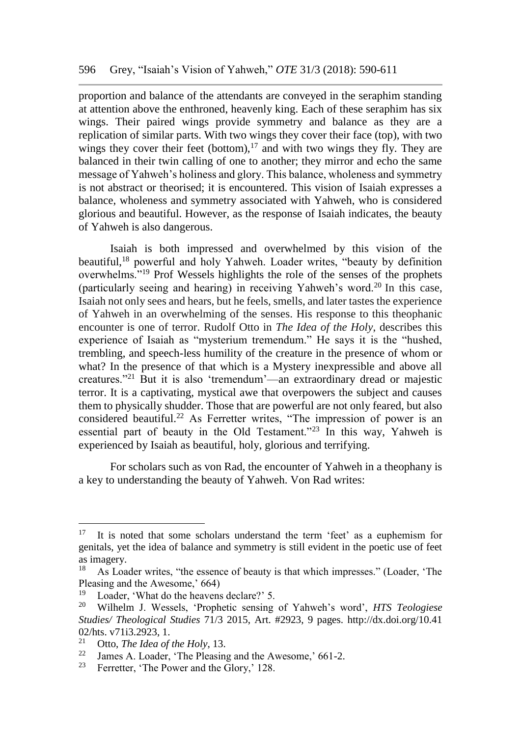proportion and balance of the attendants are conveyed in the seraphim standing at attention above the enthroned, heavenly king. Each of these seraphim has six wings. Their paired wings provide symmetry and balance as they are a replication of similar parts. With two wings they cover their face (top), with two wings they cover their feet (bottom),[17] and with two wings they fly. They are balanced in their twin calling of one to another; they mirror and echo the same message of Yahweh's holiness and glory. This balance, wholeness and symmetry is not abstract or theorised; it is encountered. This vision of Isaiah expresses a balance, wholeness and symmetry associated with Yahweh, who is considered glorious and beautiful. However, as the response of Isaiah indicates, the beauty of Yahweh is also dangerous.

Isaiah is both impressed and overwhelmed by this vision of the beautiful,[18] powerful and holy Yahweh. Loader writes, "beauty by definition overwhelms."[19] Prof Wessels highlights the role of the senses of the prophets (particularly seeing and hearing) in receiving Yahweh's word.[20] In this case, Isaiah not only sees and hears, but he feels, smells, and later tastes the experience of Yahweh in an overwhelming of the senses. His response to this theophanic encounter is one of terror. Rudolf Otto in *The Idea of the Holy*, describes this experience of Isaiah as "mysterium tremendum." He says it is the "hushed, trembling, and speech-less humility of the creature in the presence of whom or what? In the presence of that which is a Mystery inexpressible and above all creatures."[21] But it is also 'tremendum'—an extraordinary dread or majestic terror. It is a captivating, mystical awe that overpowers the subject and causes them to physically shudder. Those that are powerful are not only feared, but also considered beautiful.[22] As Ferretter writes, "The impression of power is an essential part of beauty in the Old Testament."[23] In this way, Yahweh is experienced by Isaiah as beautiful, holy, glorious and terrifying.

For scholars such as von Rad, the encounter of Yahweh in a theophany is a key to understanding the beauty of Yahweh. Von Rad writes:

---

[17] It is noted that some scholars understand the term 'feet' as a euphemism for genitals, yet the idea of balance and symmetry is still evident in the poetic use of feet as imagery.

[18] As Loader writes, "the essence of beauty is that which impresses." (Loader, 'The Pleasing and the Awesome,' 664)

[19] Loader, 'What do the heavens declare?' 5.

[20] Wilhelm J. Wessels, 'Prophetic sensing of Yahweh's word', *HTS Teologiese Studies/ Theological Studies* 71/3 2015, Art. #2923, 9 pages. http://dx.doi.org/10.4102/hts. v71i3.2923, 1.

[21] Otto, *The Idea of the Holy*, 13.

[22] James A. Loader, 'The Pleasing and the Awesome,' 661-2.

[23] Ferretter, 'The Power and the Glory,' 128.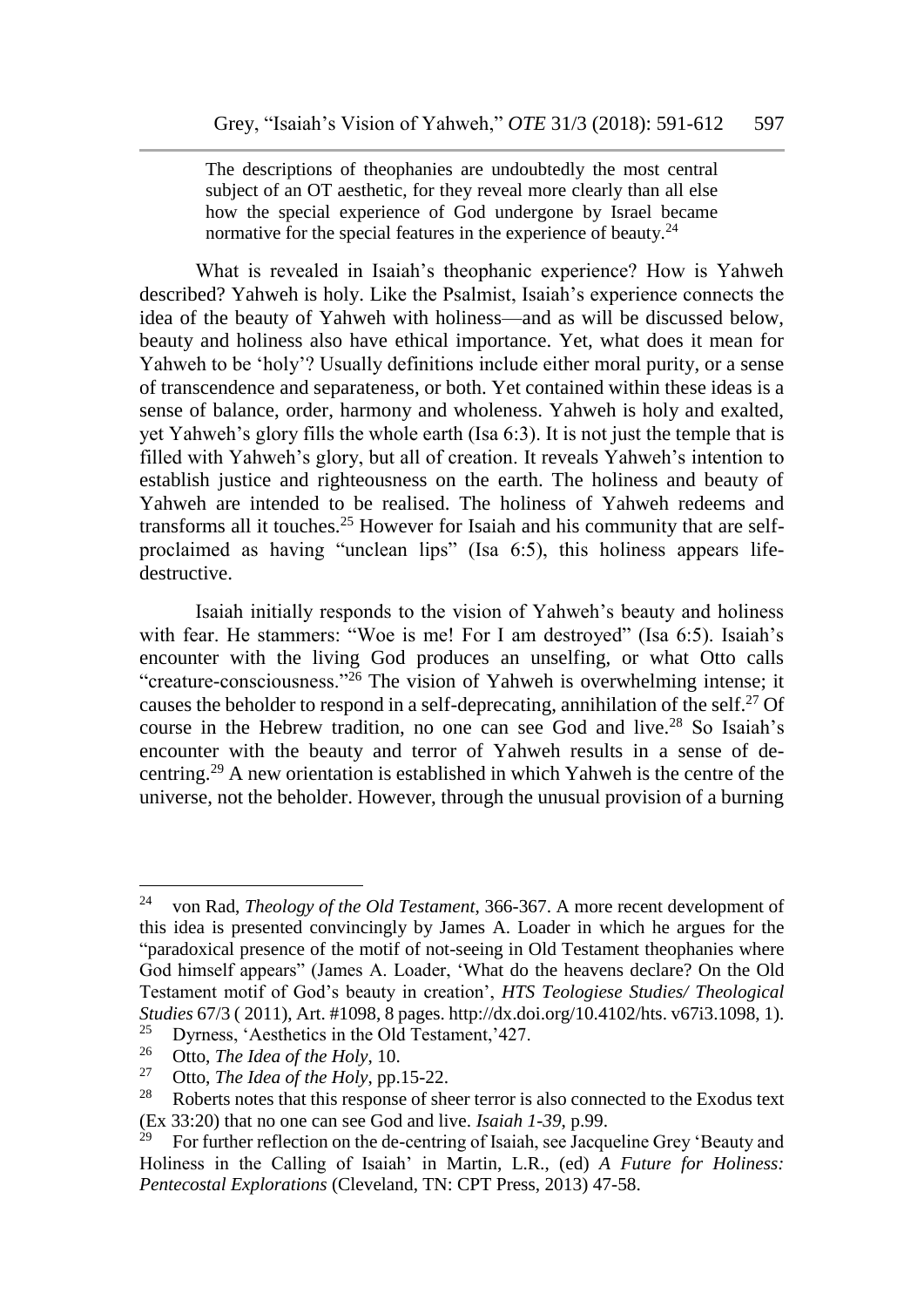> The descriptions of theophanies are undoubtedly the most central subject of an OT aesthetic, for they reveal more clearly than all else how the special experience of God undergone by Israel became normative for the special features in the experience of beauty.[24]

What is revealed in Isaiah's theophanic experience? How is Yahweh described? Yahweh is holy. Like the Psalmist, Isaiah's experience connects the idea of the beauty of Yahweh with holiness—and as will be discussed below, beauty and holiness also have ethical importance. Yet, what does it mean for Yahweh to be 'holy'? Usually definitions include either moral purity, or a sense of transcendence and separateness, or both. Yet contained within these ideas is a sense of balance, order, harmony and wholeness. Yahweh is holy and exalted, yet Yahweh's glory fills the whole earth (Isa 6:3). It is not just the temple that is filled with Yahweh's glory, but all of creation. It reveals Yahweh's intention to establish justice and righteousness on the earth. The holiness and beauty of Yahweh are intended to be realised. The holiness of Yahweh redeems and transforms all it touches.[25] However for Isaiah and his community that are self-proclaimed as having "unclean lips" (Isa 6:5), this holiness appears life-destructive.

Isaiah initially responds to the vision of Yahweh's beauty and holiness with fear. He stammers: "Woe is me! For I am destroyed" (Isa 6:5). Isaiah's encounter with the living God produces an unselfing, or what Otto calls "creature-consciousness."[26] The vision of Yahweh is overwhelming intense; it causes the beholder to respond in a self-deprecating, annihilation of the self.[27] Of course in the Hebrew tradition, no one can see God and live.[28] So Isaiah's encounter with the beauty and terror of Yahweh results in a sense of de-centring.[29] A new orientation is established in which Yahweh is the centre of the universe, not the beholder. However, through the unusual provision of a burning

---

[24] von Rad, *Theology of the Old Testament*, 366-367. A more recent development of this idea is presented convincingly by James A. Loader in which he argues for the "paradoxical presence of the motif of not-seeing in Old Testament theophanies where God himself appears" (James A. Loader, 'What do the heavens declare? On the Old Testament motif of God's beauty in creation', *HTS Teologiese Studies/ Theological Studies* 67/3 ( 2011), Art. #1098, 8 pages. http://dx.doi.org/10.4102/hts. v67i3.1098, 1).

[25] Dyrness, 'Aesthetics in the Old Testament,'427.

[26] Otto, *The Idea of the Holy*, 10.

[27] Otto, *The Idea of the Holy*, pp.15-22.

[28] Roberts notes that this response of sheer terror is also connected to the Exodus text (Ex 33:20) that no one can see God and live. *Isaiah 1-39*, p.99.

[29] For further reflection on the de-centring of Isaiah, see Jacqueline Grey 'Beauty and Holiness in the Calling of Isaiah' in Martin, L.R., (ed) *A Future for Holiness: Pentecostal Explorations* (Cleveland, TN: CPT Press, 2013) 47-58.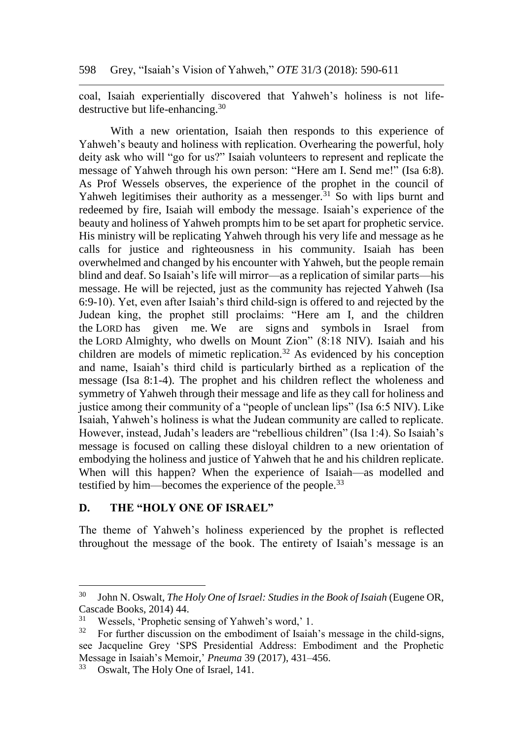coal, Isaiah experientially discovered that Yahweh's holiness is not life-destructive but life-enhancing.[30]

With a new orientation, Isaiah then responds to this experience of Yahweh's beauty and holiness with replication. Overhearing the powerful, holy deity ask who will "go for us?" Isaiah volunteers to represent and replicate the message of Yahweh through his own person: "Here am I. Send me!" (Isa 6:8). As Prof Wessels observes, the experience of the prophet in the council of Yahweh legitimises their authority as a messenger.[31] So with lips burnt and redeemed by fire, Isaiah will embody the message. Isaiah's experience of the beauty and holiness of Yahweh prompts him to be set apart for prophetic service. His ministry will be replicating Yahweh through his very life and message as he calls for justice and righteousness in his community. Isaiah has been overwhelmed and changed by his encounter with Yahweh, but the people remain blind and deaf. So Isaiah's life will mirror—as a replication of similar parts—his message. He will be rejected, just as the community has rejected Yahweh (Isa 6:9-10). Yet, even after Isaiah's third child-sign is offered to and rejected by the Judean king, the prophet still proclaims: "Here am I, and the children the LORD has given me. We are signs and symbols in Israel from the LORD Almighty, who dwells on Mount Zion" (8:18 NIV). Isaiah and his children are models of mimetic replication.[32] As evidenced by his conception and name, Isaiah's third child is particularly birthed as a replication of the message (Isa 8:1-4). The prophet and his children reflect the wholeness and symmetry of Yahweh through their message and life as they call for holiness and justice among their community of a "people of unclean lips" (Isa 6:5 NIV). Like Isaiah, Yahweh's holiness is what the Judean community are called to replicate. However, instead, Judah's leaders are "rebellious children" (Isa 1:4). So Isaiah's message is focused on calling these disloyal children to a new orientation of embodying the holiness and justice of Yahweh that he and his children replicate. When will this happen? When the experience of Isaiah—as modelled and testified by him—becomes the experience of the people.[33]

## D. THE "HOLY ONE OF ISRAEL"

The theme of Yahweh's holiness experienced by the prophet is reflected throughout the message of the book. The entirety of Isaiah's message is an

---

[30] John N. Oswalt, *The Holy One of Israel: Studies in the Book of Isaiah* (Eugene OR, Cascade Books, 2014) 44.

[31] Wessels, 'Prophetic sensing of Yahweh's word,' 1.

[32] For further discussion on the embodiment of Isaiah's message in the child-signs, see Jacqueline Grey 'SPS Presidential Address: Embodiment and the Prophetic Message in Isaiah's Memoir,' *Pneuma* 39 (2017), 431–456.

[33] Oswalt, The Holy One of Israel, 141.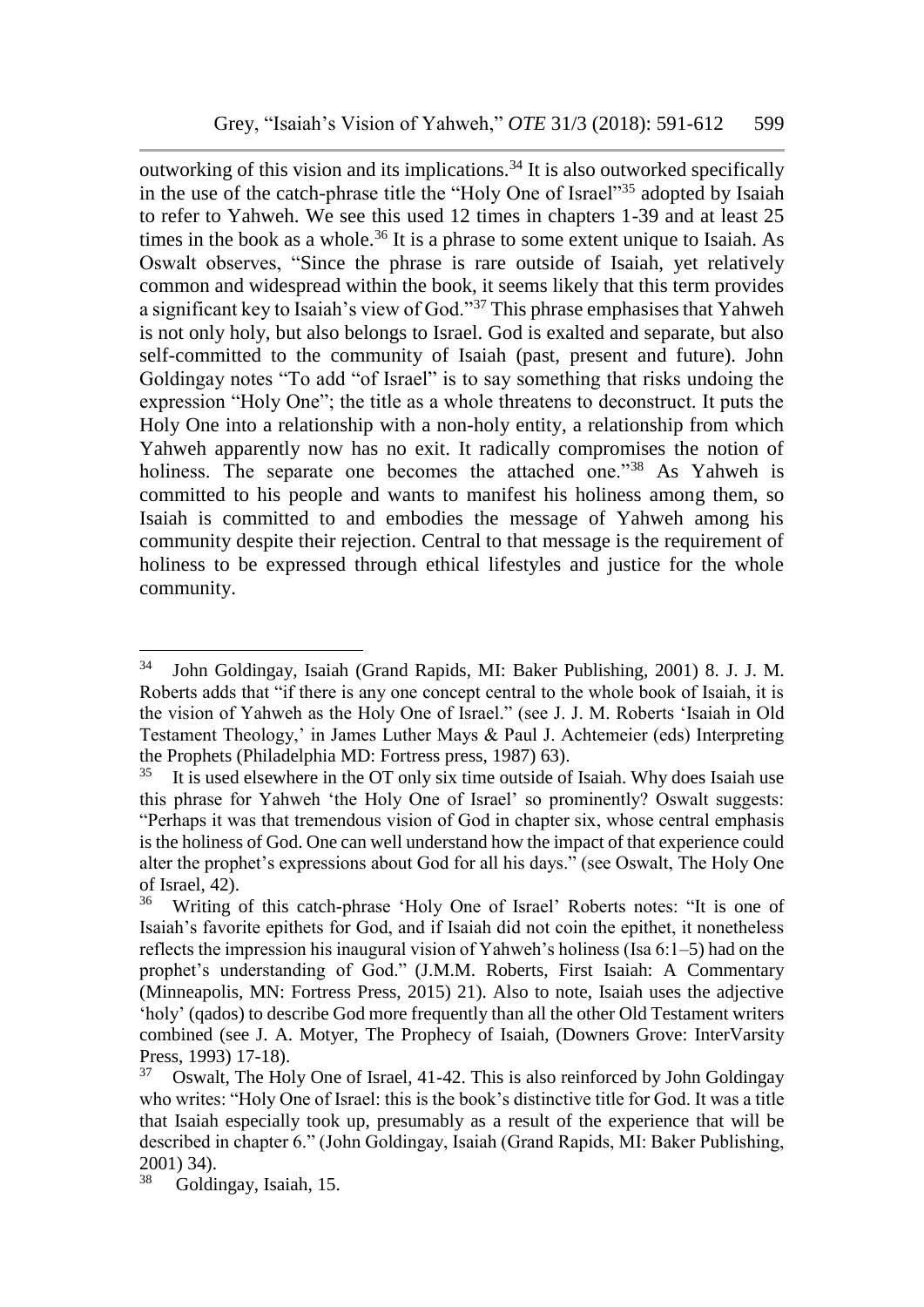outworking of this vision and its implications.[34] It is also outworked specifically in the use of the catch-phrase title the "Holy One of Israel"[35] adopted by Isaiah to refer to Yahweh. We see this used 12 times in chapters 1-39 and at least 25 times in the book as a whole.[36] It is a phrase to some extent unique to Isaiah. As Oswalt observes, "Since the phrase is rare outside of Isaiah, yet relatively common and widespread within the book, it seems likely that this term provides a significant key to Isaiah's view of God."[37] This phrase emphasises that Yahweh is not only holy, but also belongs to Israel. God is exalted and separate, but also self-committed to the community of Isaiah (past, present and future). John Goldingay notes "To add "of Israel" is to say something that risks undoing the expression "Holy One"; the title as a whole threatens to deconstruct. It puts the Holy One into a relationship with a non-holy entity, a relationship from which Yahweh apparently now has no exit. It radically compromises the notion of holiness. The separate one becomes the attached one."[38] As Yahweh is committed to his people and wants to manifest his holiness among them, so Isaiah is committed to and embodies the message of Yahweh among his community despite their rejection. Central to that message is the requirement of holiness to be expressed through ethical lifestyles and justice for the whole community.

---

[34] John Goldingay, Isaiah (Grand Rapids, MI: Baker Publishing, 2001) 8. J. J. M. Roberts adds that "if there is any one concept central to the whole book of Isaiah, it is the vision of Yahweh as the Holy One of Israel." (see J. J. M. Roberts 'Isaiah in Old Testament Theology,' in James Luther Mays & Paul J. Achtemeier (eds) Interpreting the Prophets (Philadelphia MD: Fortress press, 1987) 63).

[35] It is used elsewhere in the OT only six time outside of Isaiah. Why does Isaiah use this phrase for Yahweh 'the Holy One of Israel' so prominently? Oswalt suggests: "Perhaps it was that tremendous vision of God in chapter six, whose central emphasis is the holiness of God. One can well understand how the impact of that experience could alter the prophet's expressions about God for all his days." (see Oswalt, The Holy One of Israel, 42).

[36] Writing of this catch-phrase 'Holy One of Israel' Roberts notes: "It is one of Isaiah's favorite epithets for God, and if Isaiah did not coin the epithet, it nonetheless reflects the impression his inaugural vision of Yahweh's holiness (Isa 6:1–5) had on the prophet's understanding of God." (J.M.M. Roberts, First Isaiah: A Commentary (Minneapolis, MN: Fortress Press, 2015) 21). Also to note, Isaiah uses the adjective 'holy' (qados) to describe God more frequently than all the other Old Testament writers combined (see J. A. Motyer, The Prophecy of Isaiah, (Downers Grove: InterVarsity Press, 1993) 17-18).

[37] Oswalt, The Holy One of Israel, 41-42. This is also reinforced by John Goldingay who writes: "Holy One of Israel: this is the book's distinctive title for God. It was a title that Isaiah especially took up, presumably as a result of the experience that will be described in chapter 6." (John Goldingay, Isaiah (Grand Rapids, MI: Baker Publishing, 2001) 34).

[38] Goldingay, Isaiah, 15.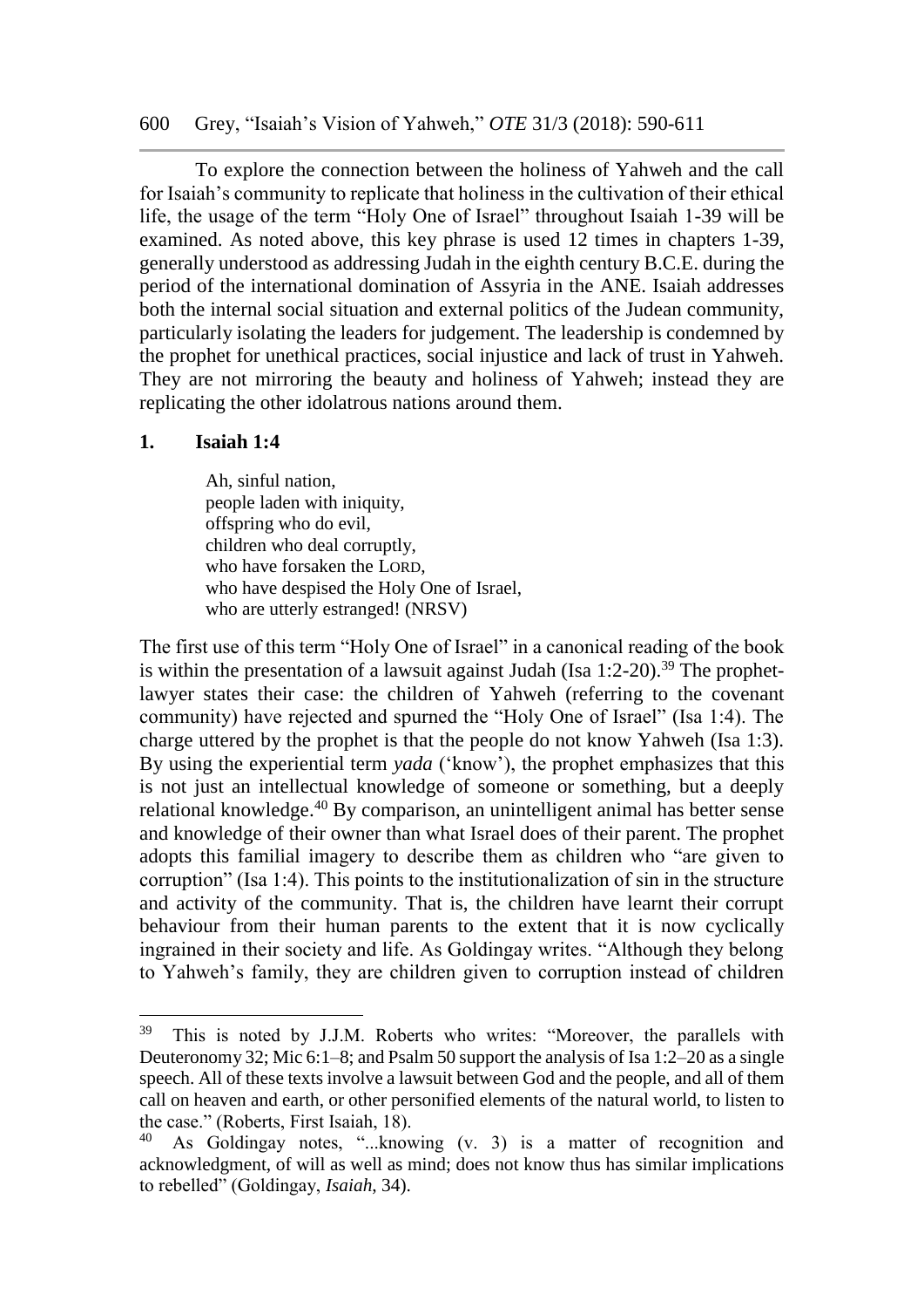To explore the connection between the holiness of Yahweh and the call for Isaiah's community to replicate that holiness in the cultivation of their ethical life, the usage of the term "Holy One of Israel" throughout Isaiah 1-39 will be examined. As noted above, this key phrase is used 12 times in chapters 1-39, generally understood as addressing Judah in the eighth century B.C.E. during the period of the international domination of Assyria in the ANE. Isaiah addresses both the internal social situation and external politics of the Judean community, particularly isolating the leaders for judgement. The leadership is condemned by the prophet for unethical practices, social injustice and lack of trust in Yahweh. They are not mirroring the beauty and holiness of Yahweh; instead they are replicating the other idolatrous nations around them.

### 1. Isaiah 1:4

> Ah, sinful nation,
> people laden with iniquity,
> offspring who do evil,
> children who deal corruptly,
> who have forsaken the LORD,
> who have despised the Holy One of Israel,
> who are utterly estranged! (NRSV)

The first use of this term "Holy One of Israel" in a canonical reading of the book is within the presentation of a lawsuit against Judah (Isa 1:2-20).[39] The prophet-lawyer states their case: the children of Yahweh (referring to the covenant community) have rejected and spurned the "Holy One of Israel" (Isa 1:4). The charge uttered by the prophet is that the people do not know Yahweh (Isa 1:3). By using the experiential term *yada* ('know'), the prophet emphasizes that this is not just an intellectual knowledge of someone or something, but a deeply relational knowledge.[40] By comparison, an unintelligent animal has better sense and knowledge of their owner than what Israel does of their parent. The prophet adopts this familial imagery to describe them as children who "are given to corruption" (Isa 1:4). This points to the institutionalization of sin in the structure and activity of the community. That is, the children have learnt their corrupt behaviour from their human parents to the extent that it is now cyclically ingrained in their society and life. As Goldingay writes. "Although they belong to Yahweh's family, they are children given to corruption instead of children

---

[39] This is noted by J.J.M. Roberts who writes: "Moreover, the parallels with Deuteronomy 32; Mic 6:1–8; and Psalm 50 support the analysis of Isa 1:2–20 as a single speech. All of these texts involve a lawsuit between God and the people, and all of them call on heaven and earth, or other personified elements of the natural world, to listen to the case." (Roberts, First Isaiah, 18).

[40] As Goldingay notes, "...knowing (v. 3) is a matter of recognition and acknowledgment, of will as well as mind; does not know thus has similar implications to rebelled" (Goldingay, *Isaiah*, 34).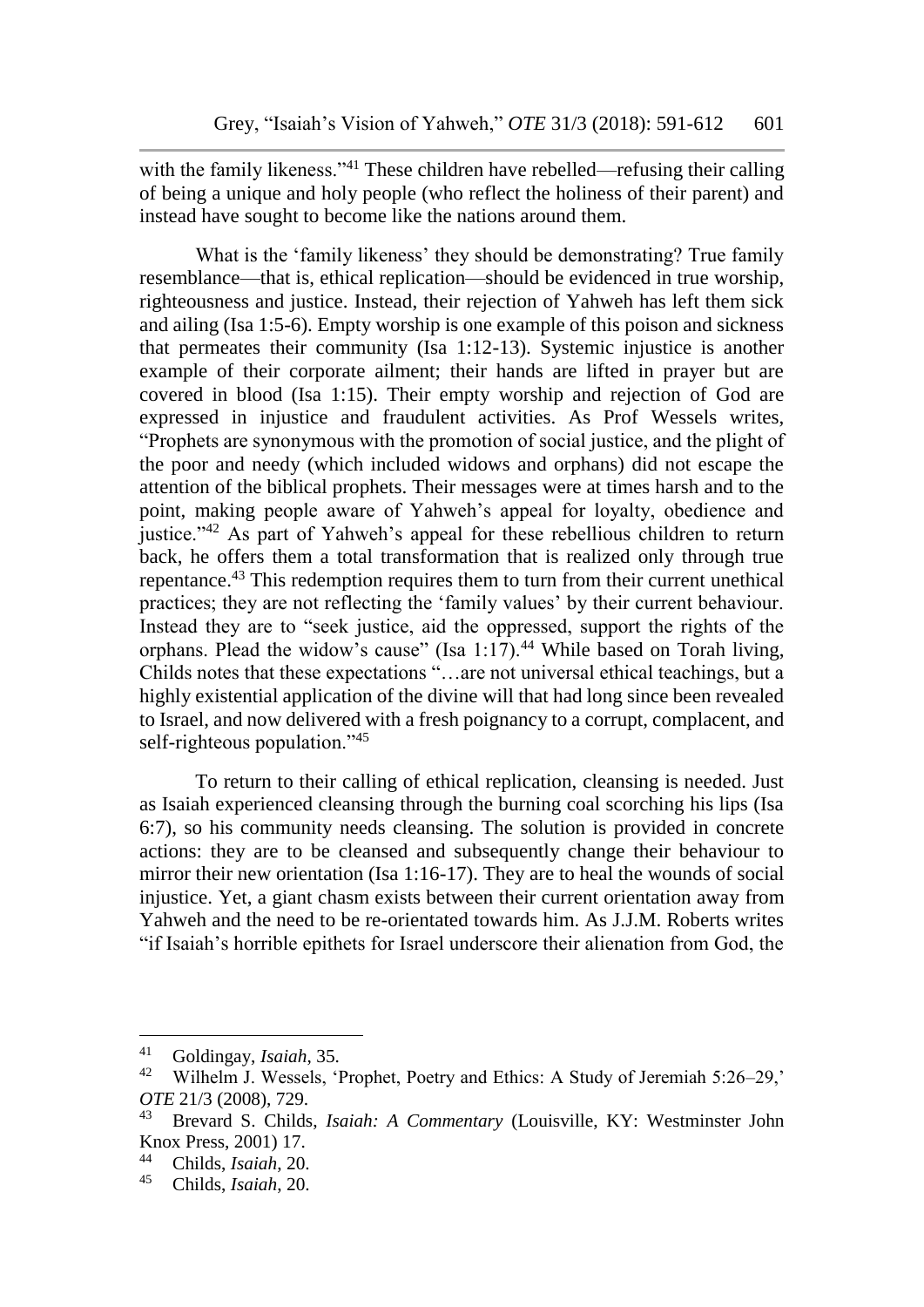with the family likeness."[41] These children have rebelled—refusing their calling of being a unique and holy people (who reflect the holiness of their parent) and instead have sought to become like the nations around them.

What is the 'family likeness' they should be demonstrating? True family resemblance—that is, ethical replication—should be evidenced in true worship, righteousness and justice. Instead, their rejection of Yahweh has left them sick and ailing (Isa 1:5-6). Empty worship is one example of this poison and sickness that permeates their community (Isa 1:12-13). Systemic injustice is another example of their corporate ailment; their hands are lifted in prayer but are covered in blood (Isa 1:15). Their empty worship and rejection of God are expressed in injustice and fraudulent activities. As Prof Wessels writes, "Prophets are synonymous with the promotion of social justice, and the plight of the poor and needy (which included widows and orphans) did not escape the attention of the biblical prophets. Their messages were at times harsh and to the point, making people aware of Yahweh's appeal for loyalty, obedience and justice."[42] As part of Yahweh's appeal for these rebellious children to return back, he offers them a total transformation that is realized only through true repentance.[43] This redemption requires them to turn from their current unethical practices; they are not reflecting the 'family values' by their current behaviour. Instead they are to "seek justice, aid the oppressed, support the rights of the orphans. Plead the widow's cause" (Isa 1:17).[44] While based on Torah living, Childs notes that these expectations "…are not universal ethical teachings, but a highly existential application of the divine will that had long since been revealed to Israel, and now delivered with a fresh poignancy to a corrupt, complacent, and self-righteous population."[45]

To return to their calling of ethical replication, cleansing is needed. Just as Isaiah experienced cleansing through the burning coal scorching his lips (Isa 6:7), so his community needs cleansing. The solution is provided in concrete actions: they are to be cleansed and subsequently change their behaviour to mirror their new orientation (Isa 1:16-17). They are to heal the wounds of social injustice. Yet, a giant chasm exists between their current orientation away from Yahweh and the need to be re-orientated towards him. As J.J.M. Roberts writes "if Isaiah's horrible epithets for Israel underscore their alienation from God, the

---

[41] Goldingay, *Isaiah*, 35.

[42] Wilhelm J. Wessels, 'Prophet, Poetry and Ethics: A Study of Jeremiah 5:26–29,' *OTE* 21/3 (2008), 729.

[43] Brevard S. Childs, *Isaiah: A Commentary* (Louisville, KY: Westminster John Knox Press, 2001) 17.

[44] Childs, *Isaiah*, 20.

[45] Childs, *Isaiah*, 20.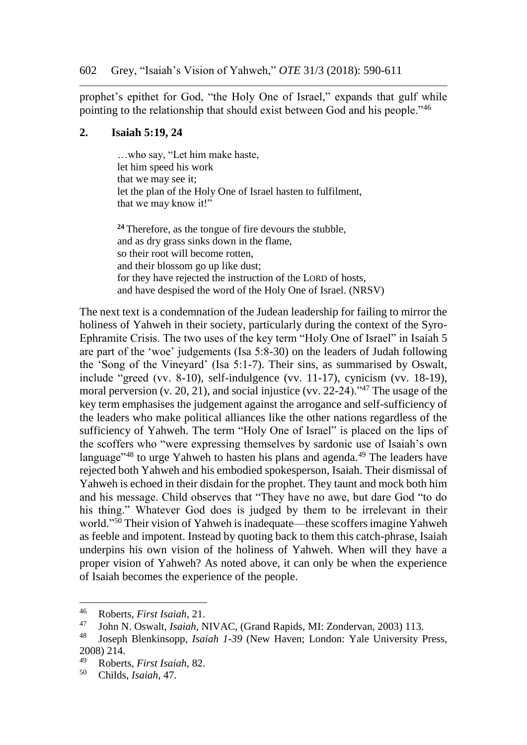prophet's epithet for God, "the Holy One of Israel," expands that gulf while pointing to the relationship that should exist between God and his people."[46]

## 2. Isaiah 5:19, 24

> …who say, "Let him make haste,
> let him speed his work
> that we may see it;
> let the plan of the Holy One of Israel hasten to fulfilment,
> that we may know it!"
>
> **24** Therefore, as the tongue of fire devours the stubble,
> and as dry grass sinks down in the flame,
> so their root will become rotten,
> and their blossom go up like dust;
> for they have rejected the instruction of the LORD of hosts,
> and have despised the word of the Holy One of Israel. (NRSV)

The next text is a condemnation of the Judean leadership for failing to mirror the holiness of Yahweh in their society, particularly during the context of the Syro-Ephramite Crisis. The two uses of the key term "Holy One of Israel" in Isaiah 5 are part of the 'woe' judgements (Isa 5:8-30) on the leaders of Judah following the 'Song of the Vineyard' (Isa 5:1-7). Their sins, as summarised by Oswalt, include "greed (vv. 8-10), self-indulgence (vv. 11-17), cynicism (vv. 18-19), moral perversion (v. 20, 21), and social injustice (vv. 22-24)."[47] The usage of the key term emphasises the judgement against the arrogance and self-sufficiency of the leaders who make political alliances like the other nations regardless of the sufficiency of Yahweh. The term "Holy One of Israel" is placed on the lips of the scoffers who "were expressing themselves by sardonic use of Isaiah's own language"[48] to urge Yahweh to hasten his plans and agenda.[49] The leaders have rejected both Yahweh and his embodied spokesperson, Isaiah. Their dismissal of Yahweh is echoed in their disdain for the prophet. They taunt and mock both him and his message. Child observes that "They have no awe, but dare God "to do his thing." Whatever God does is judged by them to be irrelevant in their world."[50] Their vision of Yahweh is inadequate—these scoffers imagine Yahweh as feeble and impotent. Instead by quoting back to them this catch-phrase, Isaiah underpins his own vision of the holiness of Yahweh. When will they have a proper vision of Yahweh? As noted above, it can only be when the experience of Isaiah becomes the experience of the people.

---

[46] Roberts, *First Isaiah*, 21.

[47] John N. Oswalt, *Isaiah*, NIVAC, (Grand Rapids, MI: Zondervan, 2003) 113.

[48] Joseph Blenkinsopp, *Isaiah 1-39* (New Haven; London: Yale University Press, 2008) 214.

[49] Roberts, *First Isaiah*, 82.

[50] Childs, *Isaiah*, 47.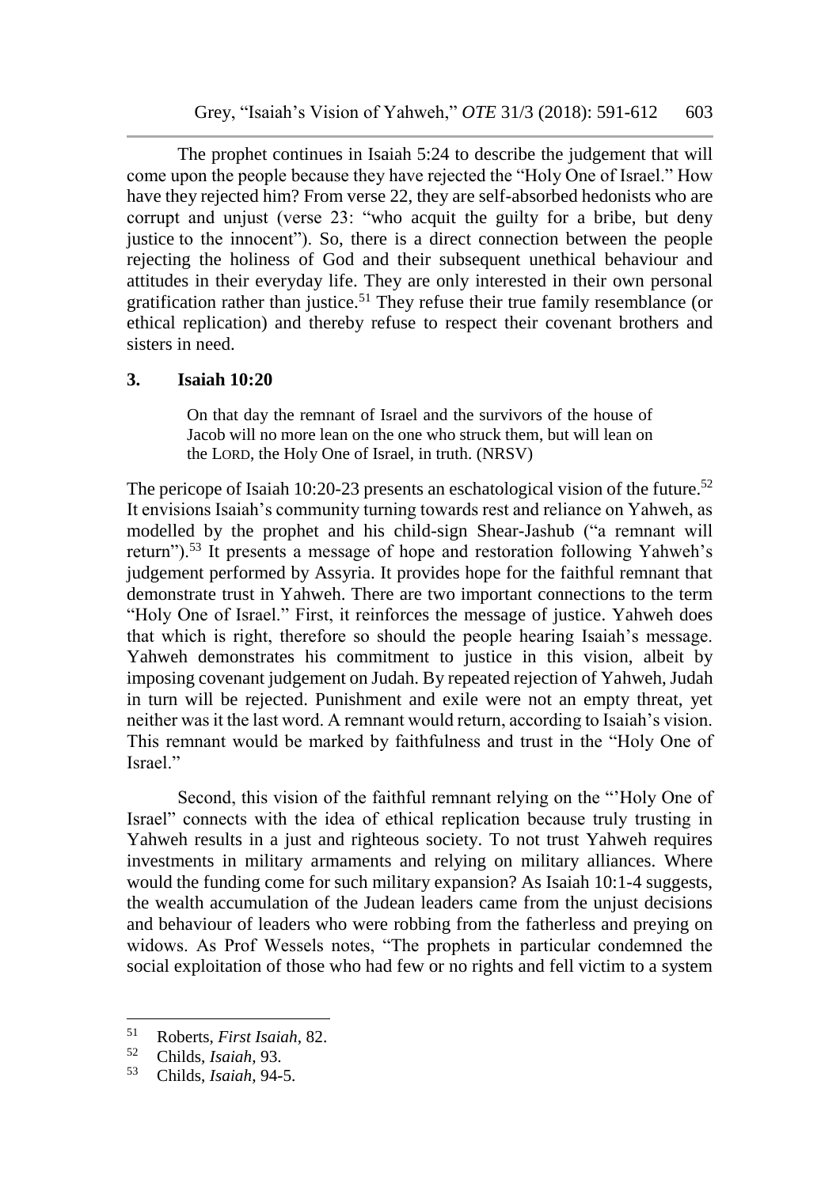The prophet continues in Isaiah 5:24 to describe the judgement that will come upon the people because they have rejected the "Holy One of Israel." How have they rejected him? From verse 22, they are self-absorbed hedonists who are corrupt and unjust (verse 23: "who acquit the guilty for a bribe, but deny justice to the innocent"). So, there is a direct connection between the people rejecting the holiness of God and their subsequent unethical behaviour and attitudes in their everyday life. They are only interested in their own personal gratification rather than justice.[51] They refuse their true family resemblance (or ethical replication) and thereby refuse to respect their covenant brothers and sisters in need.

### 3. Isaiah 10:20

> On that day the remnant of Israel and the survivors of the house of Jacob will no more lean on the one who struck them, but will lean on the LORD, the Holy One of Israel, in truth. (NRSV)

The pericope of Isaiah 10:20-23 presents an eschatological vision of the future.[52] It envisions Isaiah's community turning towards rest and reliance on Yahweh, as modelled by the prophet and his child-sign Shear-Jashub ("a remnant will return").[53] It presents a message of hope and restoration following Yahweh's judgement performed by Assyria. It provides hope for the faithful remnant that demonstrate trust in Yahweh. There are two important connections to the term "Holy One of Israel." First, it reinforces the message of justice. Yahweh does that which is right, therefore so should the people hearing Isaiah's message. Yahweh demonstrates his commitment to justice in this vision, albeit by imposing covenant judgement on Judah. By repeated rejection of Yahweh, Judah in turn will be rejected. Punishment and exile were not an empty threat, yet neither was it the last word. A remnant would return, according to Isaiah's vision. This remnant would be marked by faithfulness and trust in the "Holy One of Israel."

Second, this vision of the faithful remnant relying on the "'Holy One of Israel" connects with the idea of ethical replication because truly trusting in Yahweh results in a just and righteous society. To not trust Yahweh requires investments in military armaments and relying on military alliances. Where would the funding come for such military expansion? As Isaiah 10:1-4 suggests, the wealth accumulation of the Judean leaders came from the unjust decisions and behaviour of leaders who were robbing from the fatherless and preying on widows. As Prof Wessels notes, "The prophets in particular condemned the social exploitation of those who had few or no rights and fell victim to a system

---

[51] Roberts, *First Isaiah*, 82.

[52] Childs, *Isaiah*, 93.

[53] Childs, *Isaiah*, 94-5.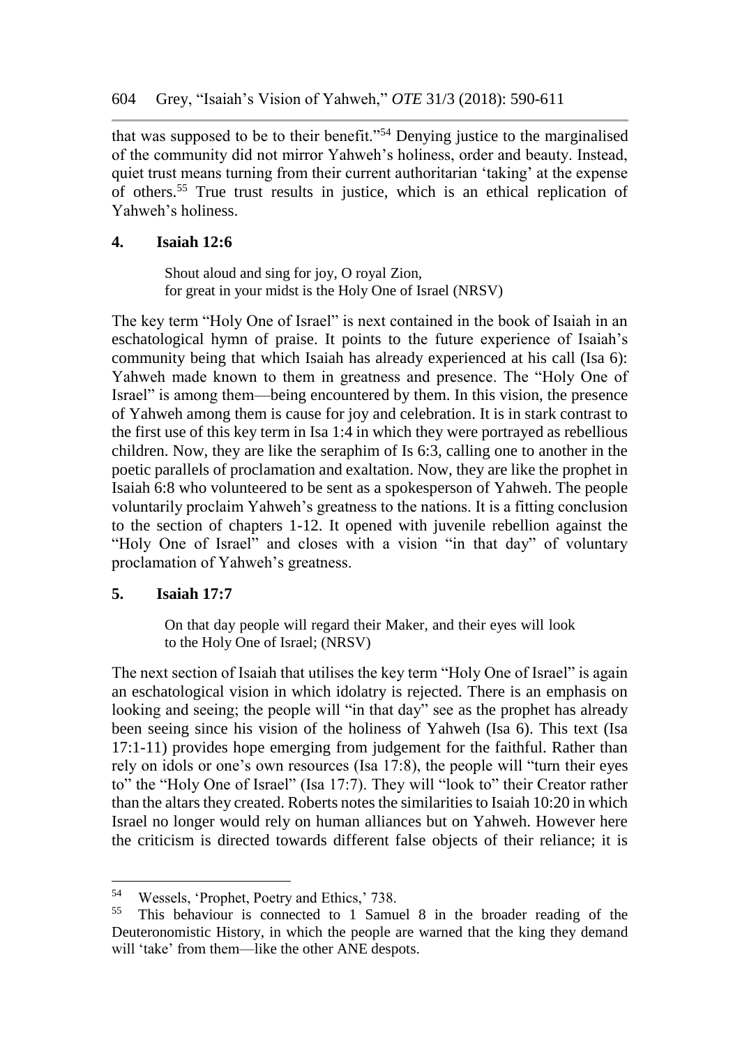that was supposed to be to their benefit."[54] Denying justice to the marginalised of the community did not mirror Yahweh's holiness, order and beauty. Instead, quiet trust means turning from their current authoritarian 'taking' at the expense of others.[55] True trust results in justice, which is an ethical replication of Yahweh's holiness.

## 4. Isaiah 12:6

> Shout aloud and sing for joy, O royal Zion,
> for great in your midst is the Holy One of Israel (NRSV)

The key term "Holy One of Israel" is next contained in the book of Isaiah in an eschatological hymn of praise. It points to the future experience of Isaiah's community being that which Isaiah has already experienced at his call (Isa 6): Yahweh made known to them in greatness and presence. The "Holy One of Israel" is among them—being encountered by them. In this vision, the presence of Yahweh among them is cause for joy and celebration. It is in stark contrast to the first use of this key term in Isa 1:4 in which they were portrayed as rebellious children. Now, they are like the seraphim of Is 6:3, calling one to another in the poetic parallels of proclamation and exaltation. Now, they are like the prophet in Isaiah 6:8 who volunteered to be sent as a spokesperson of Yahweh. The people voluntarily proclaim Yahweh's greatness to the nations. It is a fitting conclusion to the section of chapters 1-12. It opened with juvenile rebellion against the "Holy One of Israel" and closes with a vision "in that day" of voluntary proclamation of Yahweh's greatness.

## 5. Isaiah 17:7

> On that day people will regard their Maker, and their eyes will look
> to the Holy One of Israel; (NRSV)

The next section of Isaiah that utilises the key term "Holy One of Israel" is again an eschatological vision in which idolatry is rejected. There is an emphasis on looking and seeing; the people will "in that day" see as the prophet has already been seeing since his vision of the holiness of Yahweh (Isa 6). This text (Isa 17:1-11) provides hope emerging from judgement for the faithful. Rather than rely on idols or one's own resources (Isa 17:8), the people will "turn their eyes to" the "Holy One of Israel" (Isa 17:7). They will "look to" their Creator rather than the altars they created. Roberts notes the similarities to Isaiah 10:20 in which Israel no longer would rely on human alliances but on Yahweh. However here the criticism is directed towards different false objects of their reliance; it is

---

[54] Wessels, 'Prophet, Poetry and Ethics,' 738.

[55] This behaviour is connected to 1 Samuel 8 in the broader reading of the Deuteronomistic History, in which the people are warned that the king they demand will 'take' from them—like the other ANE despots.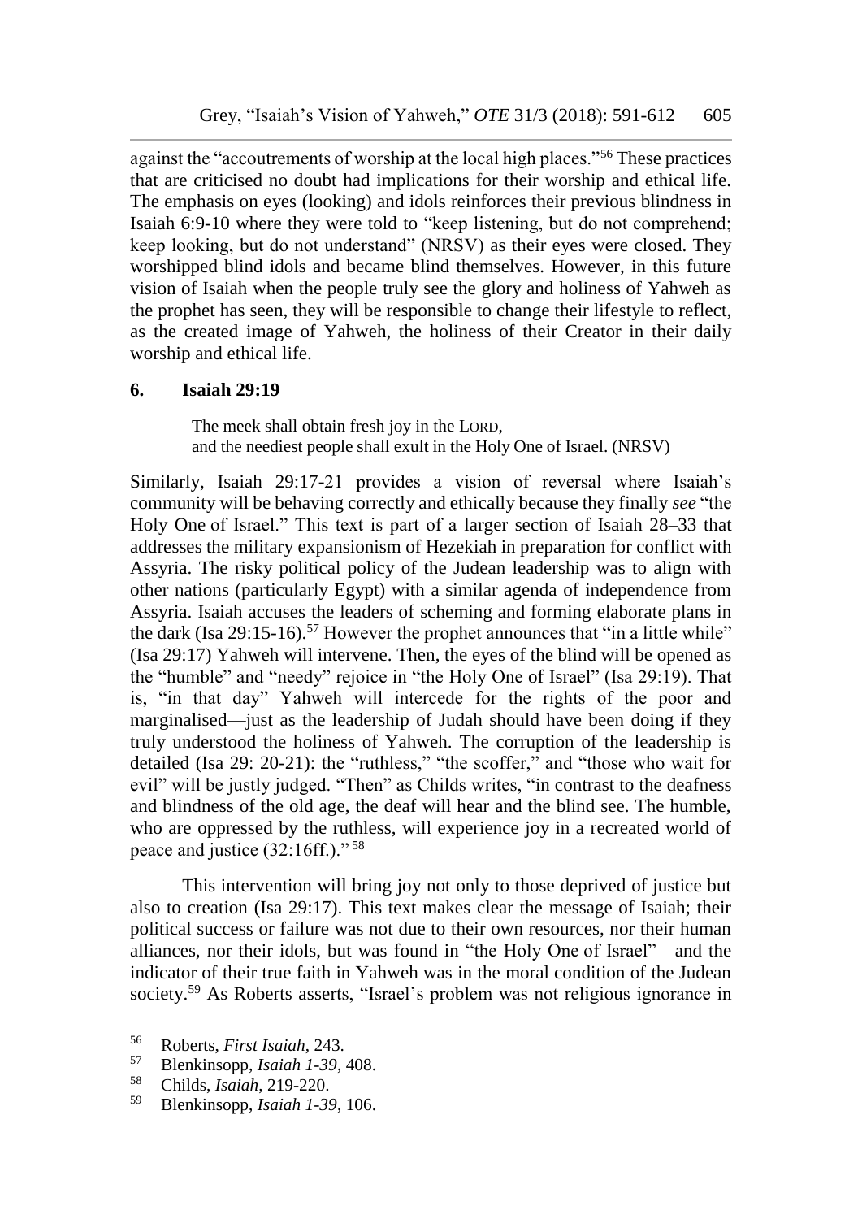against the "accoutrements of worship at the local high places."[56] These practices that are criticised no doubt had implications for their worship and ethical life. The emphasis on eyes (looking) and idols reinforces their previous blindness in Isaiah 6:9-10 where they were told to "keep listening, but do not comprehend; keep looking, but do not understand" (NRSV) as their eyes were closed. They worshipped blind idols and became blind themselves. However, in this future vision of Isaiah when the people truly see the glory and holiness of Yahweh as the prophet has seen, they will be responsible to change their lifestyle to reflect, as the created image of Yahweh, the holiness of their Creator in their daily worship and ethical life.

## 6. Isaiah 29:19

> The meek shall obtain fresh joy in the LORD,
> and the neediest people shall exult in the Holy One of Israel. (NRSV)

Similarly, Isaiah 29:17-21 provides a vision of reversal where Isaiah's community will be behaving correctly and ethically because they finally *see* "the Holy One of Israel." This text is part of a larger section of Isaiah 28–33 that addresses the military expansionism of Hezekiah in preparation for conflict with Assyria. The risky political policy of the Judean leadership was to align with other nations (particularly Egypt) with a similar agenda of independence from Assyria. Isaiah accuses the leaders of scheming and forming elaborate plans in the dark (Isa 29:15-16).[57] However the prophet announces that "in a little while" (Isa 29:17) Yahweh will intervene. Then, the eyes of the blind will be opened as the "humble" and "needy" rejoice in "the Holy One of Israel" (Isa 29:19). That is, "in that day" Yahweh will intercede for the rights of the poor and marginalised—just as the leadership of Judah should have been doing if they truly understood the holiness of Yahweh. The corruption of the leadership is detailed (Isa 29: 20-21): the "ruthless," "the scoffer," and "those who wait for evil" will be justly judged. "Then" as Childs writes, "in contrast to the deafness and blindness of the old age, the deaf will hear and the blind see. The humble, who are oppressed by the ruthless, will experience joy in a recreated world of peace and justice (32:16ff.)." [58]

This intervention will bring joy not only to those deprived of justice but also to creation (Isa 29:17). This text makes clear the message of Isaiah; their political success or failure was not due to their own resources, nor their human alliances, nor their idols, but was found in "the Holy One of Israel"—and the indicator of their true faith in Yahweh was in the moral condition of the Judean society.[59] As Roberts asserts, "Israel's problem was not religious ignorance in

---

[56] Roberts, *First Isaiah*, 243.

[57] Blenkinsopp, *Isaiah 1-39*, 408.

[58] Childs, *Isaiah*, 219-220.

[59] Blenkinsopp, *Isaiah 1-39*, 106.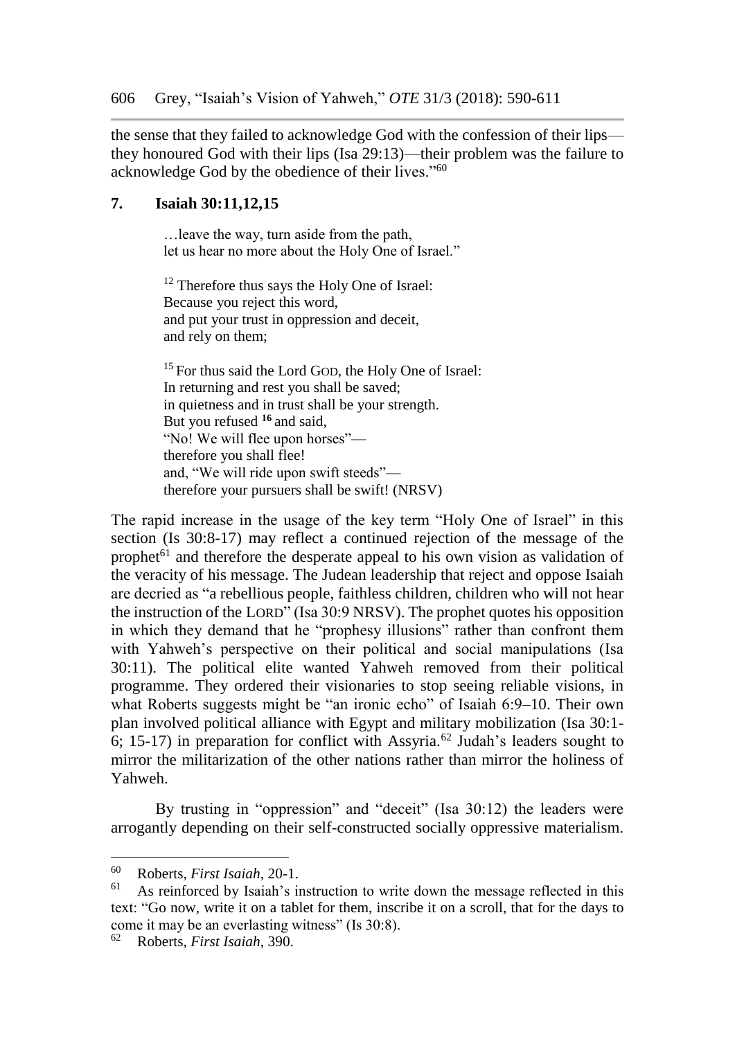the sense that they failed to acknowledge God with the confession of their lips—they honoured God with their lips (Isa 29:13)—their problem was the failure to acknowledge God by the obedience of their lives."[60]

## 7. Isaiah 30:11,12,15

> …leave the way, turn aside from the path,
> let us hear no more about the Holy One of Israel."
>
> [12] Therefore thus says the Holy One of Israel:
> Because you reject this word,
> and put your trust in oppression and deceit,
> and rely on them;
>
> [15] For thus said the Lord GOD, the Holy One of Israel:
> In returning and rest you shall be saved;
> in quietness and in trust shall be your strength.
> But you refused **16** and said,
> "No! We will flee upon horses"—
> therefore you shall flee!
> and, "We will ride upon swift steeds"—
> therefore your pursuers shall be swift! (NRSV)

The rapid increase in the usage of the key term "Holy One of Israel" in this section (Is 30:8-17) may reflect a continued rejection of the message of the prophet[61] and therefore the desperate appeal to his own vision as validation of the veracity of his message. The Judean leadership that reject and oppose Isaiah are decried as "a rebellious people, faithless children, children who will not hear the instruction of the LORD" (Isa 30:9 NRSV). The prophet quotes his opposition in which they demand that he "prophesy illusions" rather than confront them with Yahweh's perspective on their political and social manipulations (Isa 30:11). The political elite wanted Yahweh removed from their political programme. They ordered their visionaries to stop seeing reliable visions, in what Roberts suggests might be "an ironic echo" of Isaiah 6:9–10. Their own plan involved political alliance with Egypt and military mobilization (Isa 30:1-6; 15-17) in preparation for conflict with Assyria.[62] Judah's leaders sought to mirror the militarization of the other nations rather than mirror the holiness of Yahweh.

By trusting in "oppression" and "deceit" (Isa 30:12) the leaders were arrogantly depending on their self-constructed socially oppressive materialism.

---

[60] Roberts, *First Isaiah*, 20-1.

[61] As reinforced by Isaiah's instruction to write down the message reflected in this text: "Go now, write it on a tablet for them, inscribe it on a scroll, that for the days to come it may be an everlasting witness" (Is 30:8).

[62] Roberts, *First Isaiah*, 390.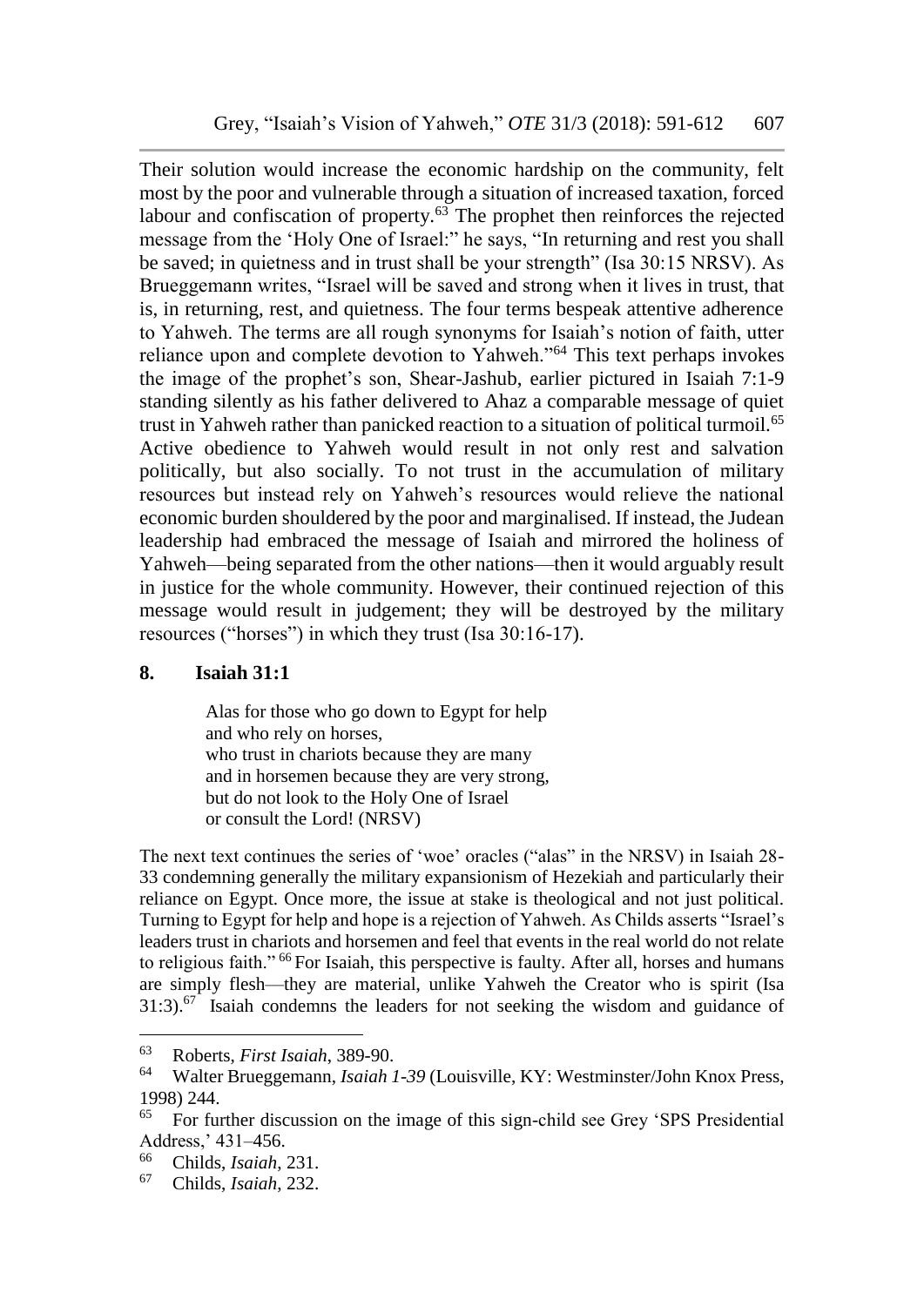Their solution would increase the economic hardship on the community, felt most by the poor and vulnerable through a situation of increased taxation, forced labour and confiscation of property.[63] The prophet then reinforces the rejected message from the 'Holy One of Israel:" he says, "In returning and rest you shall be saved; in quietness and in trust shall be your strength" (Isa 30:15 NRSV). As Brueggemann writes, "Israel will be saved and strong when it lives in trust, that is, in returning, rest, and quietness. The four terms bespeak attentive adherence to Yahweh. The terms are all rough synonyms for Isaiah's notion of faith, utter reliance upon and complete devotion to Yahweh."[64] This text perhaps invokes the image of the prophet's son, Shear-Jashub, earlier pictured in Isaiah 7:1-9 standing silently as his father delivered to Ahaz a comparable message of quiet trust in Yahweh rather than panicked reaction to a situation of political turmoil.[65] Active obedience to Yahweh would result in not only rest and salvation politically, but also socially. To not trust in the accumulation of military resources but instead rely on Yahweh's resources would relieve the national economic burden shouldered by the poor and marginalised. If instead, the Judean leadership had embraced the message of Isaiah and mirrored the holiness of Yahweh—being separated from the other nations—then it would arguably result in justice for the whole community. However, their continued rejection of this message would result in judgement; they will be destroyed by the military resources ("horses") in which they trust (Isa 30:16-17).

## 8. Isaiah 31:1

> Alas for those who go down to Egypt for help
> and who rely on horses,
> who trust in chariots because they are many
> and in horsemen because they are very strong,
> but do not look to the Holy One of Israel
> or consult the Lord! (NRSV)

The next text continues the series of 'woe' oracles ("alas" in the NRSV) in Isaiah 28-33 condemning generally the military expansionism of Hezekiah and particularly their reliance on Egypt. Once more, the issue at stake is theological and not just political. Turning to Egypt for help and hope is a rejection of Yahweh. As Childs asserts "Israel's leaders trust in chariots and horsemen and feel that events in the real world do not relate to religious faith."[66] For Isaiah, this perspective is faulty. After all, horses and humans are simply flesh—they are material, unlike Yahweh the Creator who is spirit (Isa 31:3).[67] Isaiah condemns the leaders for not seeking the wisdom and guidance of

---

[63] Roberts, *First Isaiah*, 389-90.

[64] Walter Brueggemann, *Isaiah 1-39* (Louisville, KY: Westminster/John Knox Press, 1998) 244.

[65] For further discussion on the image of this sign-child see Grey 'SPS Presidential Address,' 431–456.

[66] Childs, *Isaiah*, 231.

[67] Childs, *Isaiah*, 232.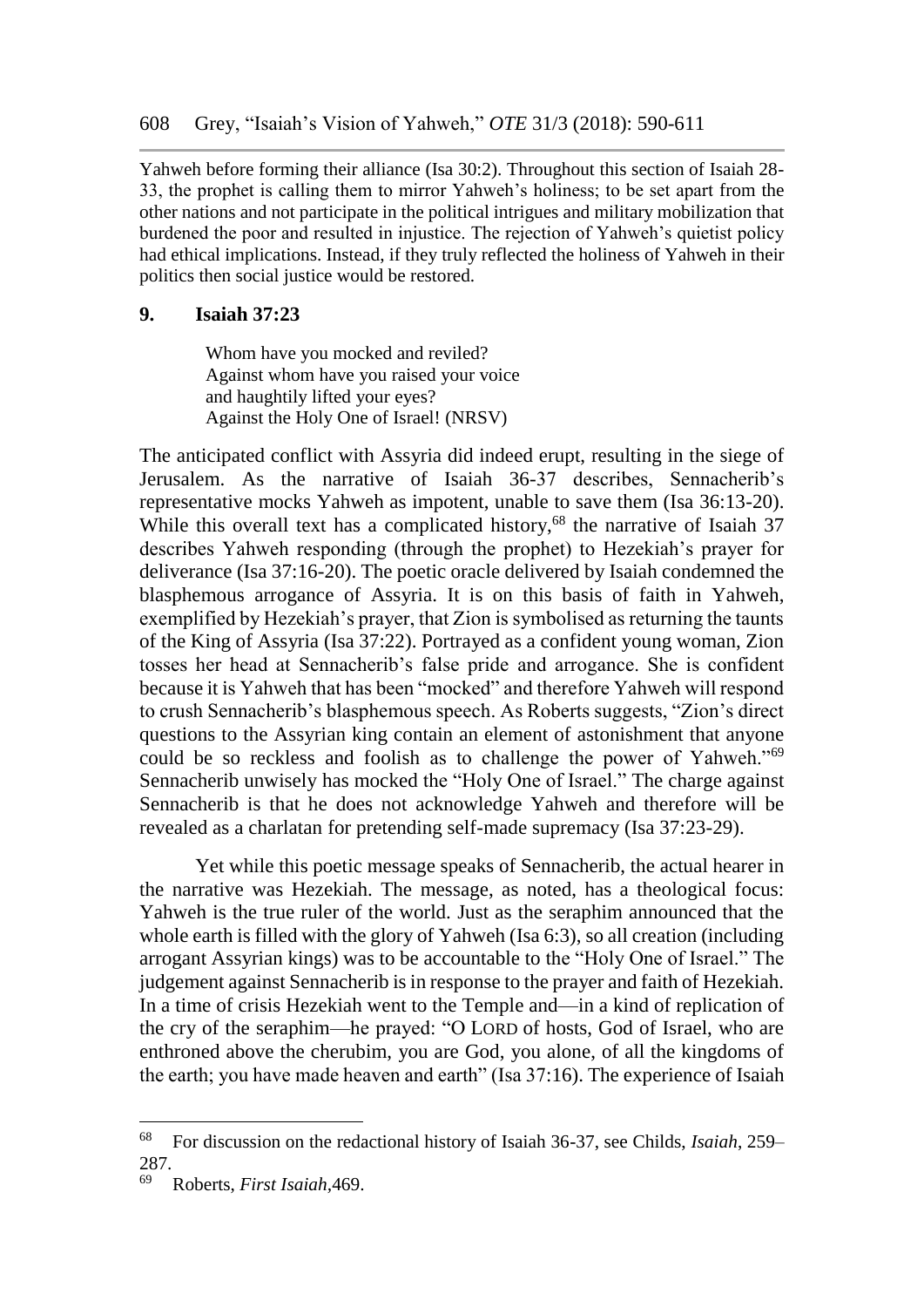Yahweh before forming their alliance (Isa 30:2). Throughout this section of Isaiah 28-33, the prophet is calling them to mirror Yahweh's holiness; to be set apart from the other nations and not participate in the political intrigues and military mobilization that burdened the poor and resulted in injustice. The rejection of Yahweh's quietist policy had ethical implications. Instead, if they truly reflected the holiness of Yahweh in their politics then social justice would be restored.

## 9. Isaiah 37:23

> Whom have you mocked and reviled?
> Against whom have you raised your voice
> and haughtily lifted your eyes?
> Against the Holy One of Israel! (NRSV)

The anticipated conflict with Assyria did indeed erupt, resulting in the siege of Jerusalem. As the narrative of Isaiah 36-37 describes, Sennacherib's representative mocks Yahweh as impotent, unable to save them (Isa 36:13-20). While this overall text has a complicated history,[68] the narrative of Isaiah 37 describes Yahweh responding (through the prophet) to Hezekiah's prayer for deliverance (Isa 37:16-20). The poetic oracle delivered by Isaiah condemned the blasphemous arrogance of Assyria. It is on this basis of faith in Yahweh, exemplified by Hezekiah's prayer, that Zion is symbolised as returning the taunts of the King of Assyria (Isa 37:22). Portrayed as a confident young woman, Zion tosses her head at Sennacherib's false pride and arrogance. She is confident because it is Yahweh that has been "mocked" and therefore Yahweh will respond to crush Sennacherib's blasphemous speech. As Roberts suggests, "Zion's direct questions to the Assyrian king contain an element of astonishment that anyone could be so reckless and foolish as to challenge the power of Yahweh."[69] Sennacherib unwisely has mocked the "Holy One of Israel." The charge against Sennacherib is that he does not acknowledge Yahweh and therefore will be revealed as a charlatan for pretending self-made supremacy (Isa 37:23-29).

Yet while this poetic message speaks of Sennacherib, the actual hearer in the narrative was Hezekiah. The message, as noted, has a theological focus: Yahweh is the true ruler of the world. Just as the seraphim announced that the whole earth is filled with the glory of Yahweh (Isa 6:3), so all creation (including arrogant Assyrian kings) was to be accountable to the "Holy One of Israel." The judgement against Sennacherib is in response to the prayer and faith of Hezekiah. In a time of crisis Hezekiah went to the Temple and—in a kind of replication of the cry of the seraphim—he prayed: "O LORD of hosts, God of Israel, who are enthroned above the cherubim, you are God, you alone, of all the kingdoms of the earth; you have made heaven and earth" (Isa 37:16). The experience of Isaiah

---

[68] For discussion on the redactional history of Isaiah 36-37, see Childs, *Isaiah*, 259–287.

[69] Roberts, *First Isaiah*,469.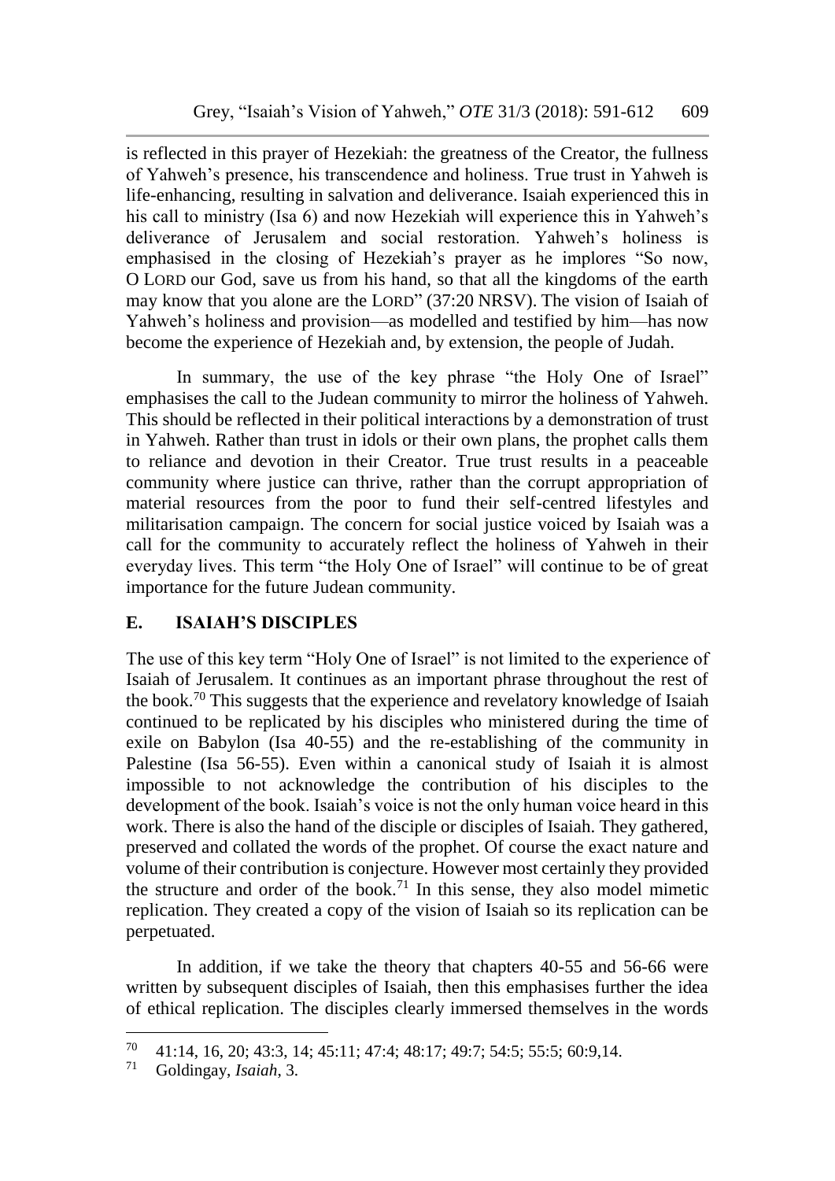is reflected in this prayer of Hezekiah: the greatness of the Creator, the fullness of Yahweh's presence, his transcendence and holiness. True trust in Yahweh is life-enhancing, resulting in salvation and deliverance. Isaiah experienced this in his call to ministry (Isa 6) and now Hezekiah will experience this in Yahweh's deliverance of Jerusalem and social restoration. Yahweh's holiness is emphasised in the closing of Hezekiah's prayer as he implores "So now, O LORD our God, save us from his hand, so that all the kingdoms of the earth may know that you alone are the LORD" (37:20 NRSV). The vision of Isaiah of Yahweh's holiness and provision—as modelled and testified by him—has now become the experience of Hezekiah and, by extension, the people of Judah.

In summary, the use of the key phrase "the Holy One of Israel" emphasises the call to the Judean community to mirror the holiness of Yahweh. This should be reflected in their political interactions by a demonstration of trust in Yahweh. Rather than trust in idols or their own plans, the prophet calls them to reliance and devotion in their Creator. True trust results in a peaceable community where justice can thrive, rather than the corrupt appropriation of material resources from the poor to fund their self-centred lifestyles and militarisation campaign. The concern for social justice voiced by Isaiah was a call for the community to accurately reflect the holiness of Yahweh in their everyday lives. This term "the Holy One of Israel" will continue to be of great importance for the future Judean community.

## E. ISAIAH'S DISCIPLES

The use of this key term "Holy One of Israel" is not limited to the experience of Isaiah of Jerusalem. It continues as an important phrase throughout the rest of the book.[70] This suggests that the experience and revelatory knowledge of Isaiah continued to be replicated by his disciples who ministered during the time of exile on Babylon (Isa 40-55) and the re-establishing of the community in Palestine (Isa 56-55). Even within a canonical study of Isaiah it is almost impossible to not acknowledge the contribution of his disciples to the development of the book. Isaiah's voice is not the only human voice heard in this work. There is also the hand of the disciple or disciples of Isaiah. They gathered, preserved and collated the words of the prophet. Of course the exact nature and volume of their contribution is conjecture. However most certainly they provided the structure and order of the book.[71] In this sense, they also model mimetic replication. They created a copy of the vision of Isaiah so its replication can be perpetuated.

In addition, if we take the theory that chapters 40-55 and 56-66 were written by subsequent disciples of Isaiah, then this emphasises further the idea of ethical replication. The disciples clearly immersed themselves in the words

---

[70] 41:14, 16, 20; 43:3, 14; 45:11; 47:4; 48:17; 49:7; 54:5; 55:5; 60:9,14.

[71] Goldingay, *Isaiah*, 3.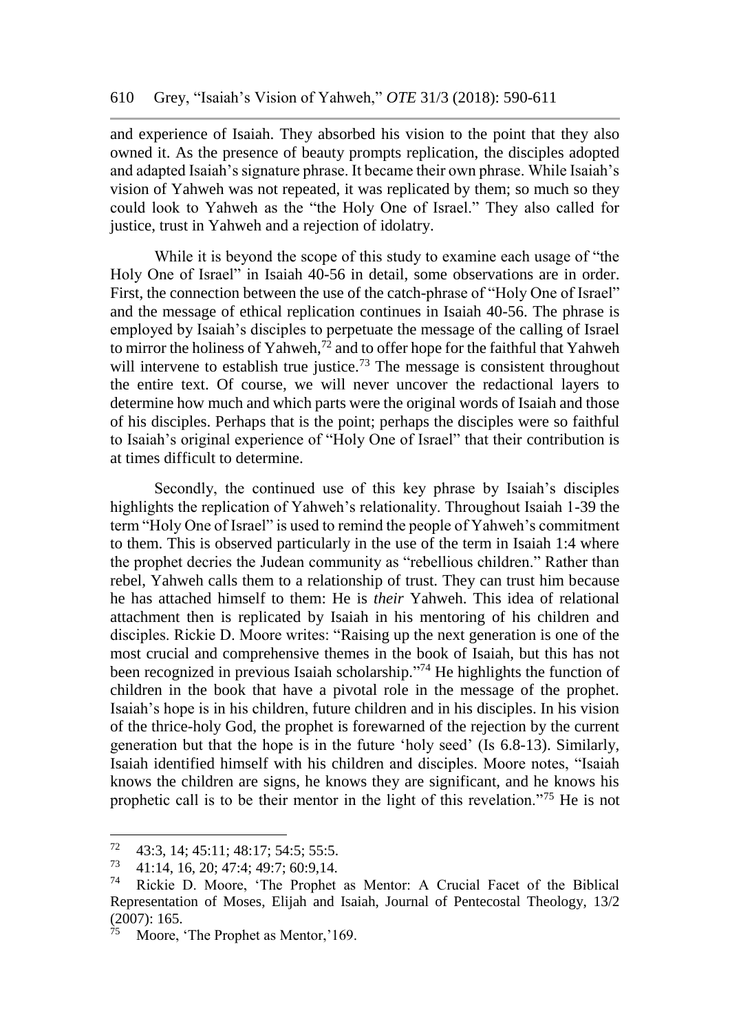and experience of Isaiah. They absorbed his vision to the point that they also owned it. As the presence of beauty prompts replication, the disciples adopted and adapted Isaiah's signature phrase. It became their own phrase. While Isaiah's vision of Yahweh was not repeated, it was replicated by them; so much so they could look to Yahweh as the "the Holy One of Israel." They also called for justice, trust in Yahweh and a rejection of idolatry.

While it is beyond the scope of this study to examine each usage of "the Holy One of Israel" in Isaiah 40-56 in detail, some observations are in order. First, the connection between the use of the catch-phrase of "Holy One of Israel" and the message of ethical replication continues in Isaiah 40-56. The phrase is employed by Isaiah's disciples to perpetuate the message of the calling of Israel to mirror the holiness of Yahweh,[72] and to offer hope for the faithful that Yahweh will intervene to establish true justice.[73] The message is consistent throughout the entire text. Of course, we will never uncover the redactional layers to determine how much and which parts were the original words of Isaiah and those of his disciples. Perhaps that is the point; perhaps the disciples were so faithful to Isaiah's original experience of "Holy One of Israel" that their contribution is at times difficult to determine.

Secondly, the continued use of this key phrase by Isaiah's disciples highlights the replication of Yahweh's relationality. Throughout Isaiah 1-39 the term "Holy One of Israel" is used to remind the people of Yahweh's commitment to them. This is observed particularly in the use of the term in Isaiah 1:4 where the prophet decries the Judean community as "rebellious children." Rather than rebel, Yahweh calls them to a relationship of trust. They can trust him because he has attached himself to them: He is *their* Yahweh. This idea of relational attachment then is replicated by Isaiah in his mentoring of his children and disciples. Rickie D. Moore writes: "Raising up the next generation is one of the most crucial and comprehensive themes in the book of Isaiah, but this has not been recognized in previous Isaiah scholarship."[74] He highlights the function of children in the book that have a pivotal role in the message of the prophet. Isaiah's hope is in his children, future children and in his disciples. In his vision of the thrice-holy God, the prophet is forewarned of the rejection by the current generation but that the hope is in the future 'holy seed' (Is 6.8-13). Similarly, Isaiah identified himself with his children and disciples. Moore notes, "Isaiah knows the children are signs, he knows they are significant, and he knows his prophetic call is to be their mentor in the light of this revelation."[75] He is not

---

[72] 43:3, 14; 45:11; 48:17; 54:5; 55:5.

[73] 41:14, 16, 20; 47:4; 49:7; 60:9,14.

[74] Rickie D. Moore, 'The Prophet as Mentor: A Crucial Facet of the Biblical Representation of Moses, Elijah and Isaiah, Journal of Pentecostal Theology, 13/2 (2007): 165.

[75] Moore, 'The Prophet as Mentor,'169.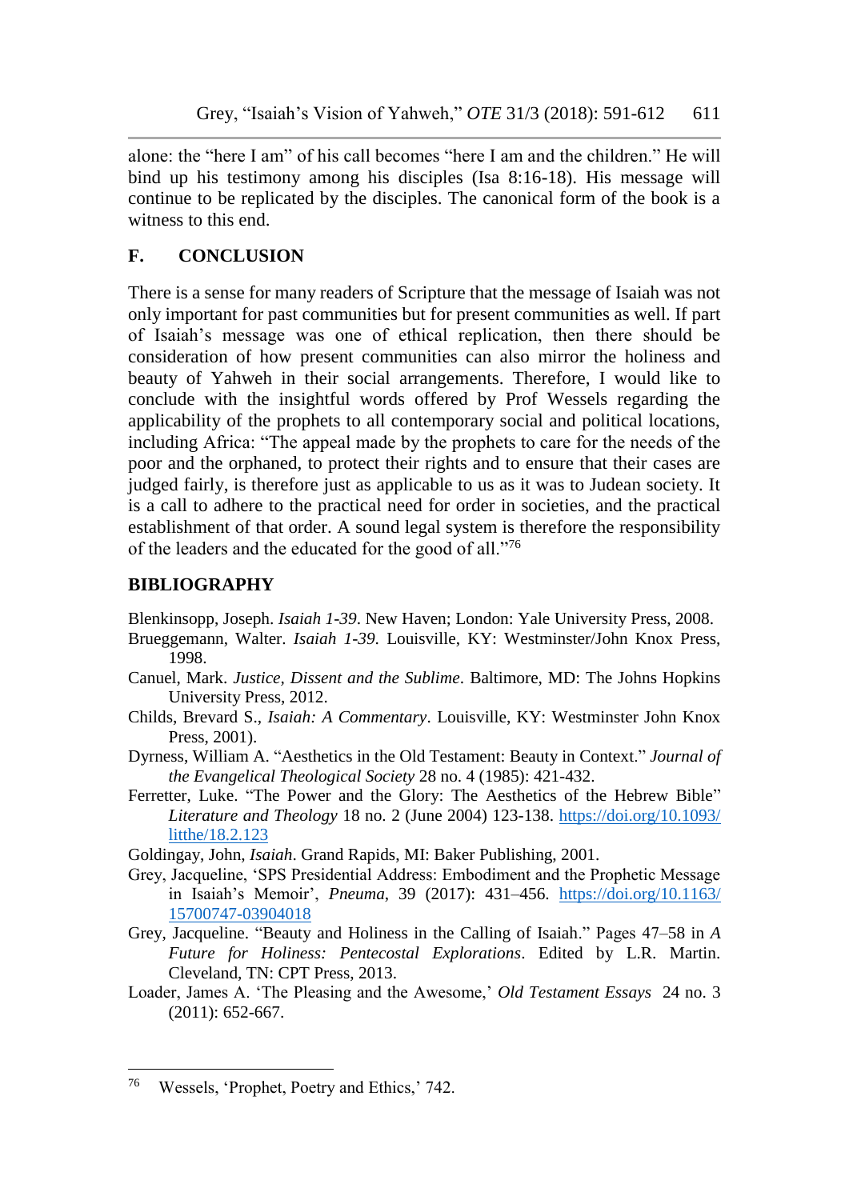alone: the "here I am" of his call becomes "here I am and the children." He will bind up his testimony among his disciples (Isa 8:16-18). His message will continue to be replicated by the disciples. The canonical form of the book is a witness to this end.

## F. CONCLUSION

There is a sense for many readers of Scripture that the message of Isaiah was not only important for past communities but for present communities as well. If part of Isaiah's message was one of ethical replication, then there should be consideration of how present communities can also mirror the holiness and beauty of Yahweh in their social arrangements. Therefore, I would like to conclude with the insightful words offered by Prof Wessels regarding the applicability of the prophets to all contemporary social and political locations, including Africa: "The appeal made by the prophets to care for the needs of the poor and the orphaned, to protect their rights and to ensure that their cases are judged fairly, is therefore just as applicable to us as it was to Judean society. It is a call to adhere to the practical need for order in societies, and the practical establishment of that order. A sound legal system is therefore the responsibility of the leaders and the educated for the good of all."[76]

## BIBLIOGRAPHY

Blenkinsopp, Joseph. *Isaiah 1-39*. New Haven; London: Yale University Press, 2008.

Brueggemann, Walter. *Isaiah 1-39.* Louisville, KY: Westminster/John Knox Press, 1998.

Canuel, Mark. *Justice, Dissent and the Sublime*. Baltimore, MD: The Johns Hopkins University Press, 2012.

Childs, Brevard S., *Isaiah: A Commentary*. Louisville, KY: Westminster John Knox Press, 2001).

Dyrness, William A. "Aesthetics in the Old Testament: Beauty in Context." *Journal of the Evangelical Theological Society* 28 no. 4 (1985): 421-432.

Ferretter, Luke. "The Power and the Glory: The Aesthetics of the Hebrew Bible" *Literature and Theology* 18 no. 2 (June 2004) 123-138. https://doi.org/10.1093/litthe/18.2.123

Goldingay, John, *Isaiah*. Grand Rapids, MI: Baker Publishing, 2001.

Grey, Jacqueline, 'SPS Presidential Address: Embodiment and the Prophetic Message in Isaiah's Memoir', *Pneuma*, 39 (2017): 431–456. https://doi.org/10.1163/15700747-03904018

Grey, Jacqueline. "Beauty and Holiness in the Calling of Isaiah." Pages 47–58 in *A Future for Holiness: Pentecostal Explorations*. Edited by L.R. Martin. Cleveland, TN: CPT Press, 2013.

Loader, James A. 'The Pleasing and the Awesome,' *Old Testament Essays* 24 no. 3 (2011): 652-667.

---

[76] Wessels, 'Prophet, Poetry and Ethics,' 742.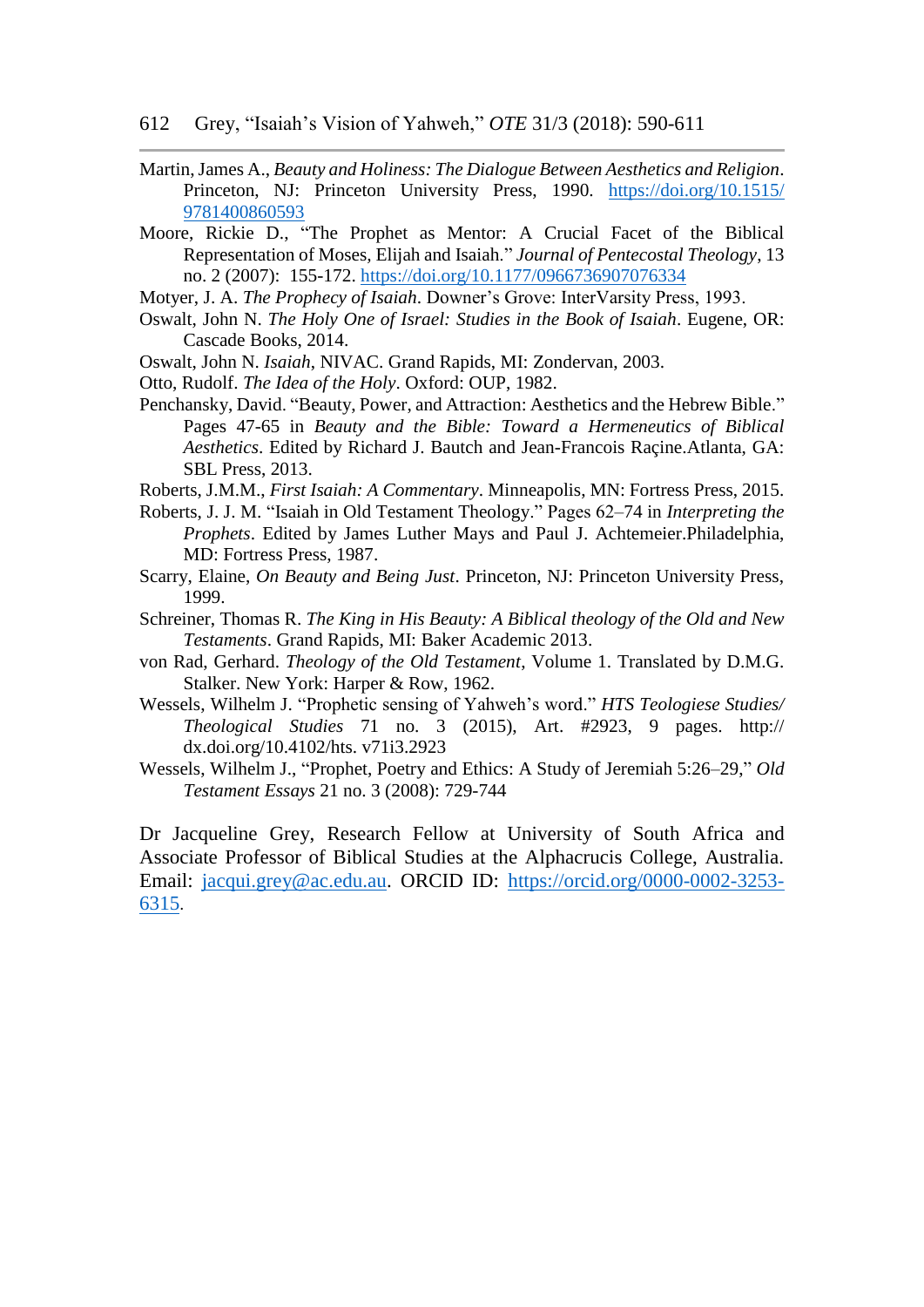Martin, James A., *Beauty and Holiness: The Dialogue Between Aesthetics and Religion*. Princeton, NJ: Princeton University Press, 1990. https://doi.org/10.1515/9781400860593

Moore, Rickie D., "The Prophet as Mentor: A Crucial Facet of the Biblical Representation of Moses, Elijah and Isaiah." *Journal of Pentecostal Theology*, 13 no. 2 (2007): 155-172. https://doi.org/10.1177/0966736907076334

Motyer, J. A. *The Prophecy of Isaiah*. Downer's Grove: InterVarsity Press, 1993.

Oswalt, John N. *The Holy One of Israel: Studies in the Book of Isaiah*. Eugene, OR: Cascade Books, 2014.

Oswalt, John N. *Isaiah*, NIVAC. Grand Rapids, MI: Zondervan, 2003.

Otto, Rudolf. *The Idea of the Holy*. Oxford: OUP, 1982.

Penchansky, David. "Beauty, Power, and Attraction: Aesthetics and the Hebrew Bible." Pages 47-65 in *Beauty and the Bible: Toward a Hermeneutics of Biblical Aesthetics*. Edited by Richard J. Bautch and Jean-Francois Raçine.Atlanta, GA: SBL Press, 2013.

Roberts, J.M.M., *First Isaiah: A Commentary*. Minneapolis, MN: Fortress Press, 2015.

Roberts, J. J. M. "Isaiah in Old Testament Theology." Pages 62–74 in *Interpreting the Prophets*. Edited by James Luther Mays and Paul J. Achtemeier.Philadelphia, MD: Fortress Press, 1987.

Scarry, Elaine, *On Beauty and Being Just*. Princeton, NJ: Princeton University Press, 1999.

Schreiner, Thomas R. *The King in His Beauty: A Biblical theology of the Old and New Testaments*. Grand Rapids, MI: Baker Academic 2013.

von Rad, Gerhard. *Theology of the Old Testament*, Volume 1. Translated by D.M.G. Stalker. New York: Harper & Row, 1962.

Wessels, Wilhelm J. "Prophetic sensing of Yahweh's word." *HTS Teologiese Studies/ Theological Studies* 71 no. 3 (2015), Art. #2923, 9 pages. http:// dx.doi.org/10.4102/hts. v71i3.2923

Wessels, Wilhelm J., "Prophet, Poetry and Ethics: A Study of Jeremiah 5:26–29," *Old Testament Essays* 21 no. 3 (2008): 729-744

Dr Jacqueline Grey, Research Fellow at University of South Africa and Associate Professor of Biblical Studies at the Alphacrucis College, Australia. Email: jacqui.grey@ac.edu.au. ORCID ID: https://orcid.org/0000-0002-3253-6315.